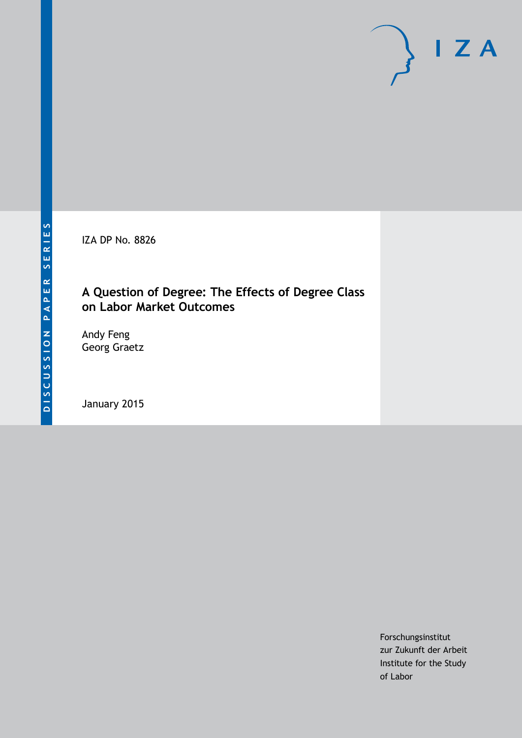DISCUSSION PAPER SERIES

IZA

IZA DP No. 8826

# A Question of Degree: The Effects of Degree Class on Labor Market Outcomes

Andy Feng
Georg Graetz

January 2015

Forschungsinstitut
zur Zukunft der Arbeit
Institute for the Study
of Labor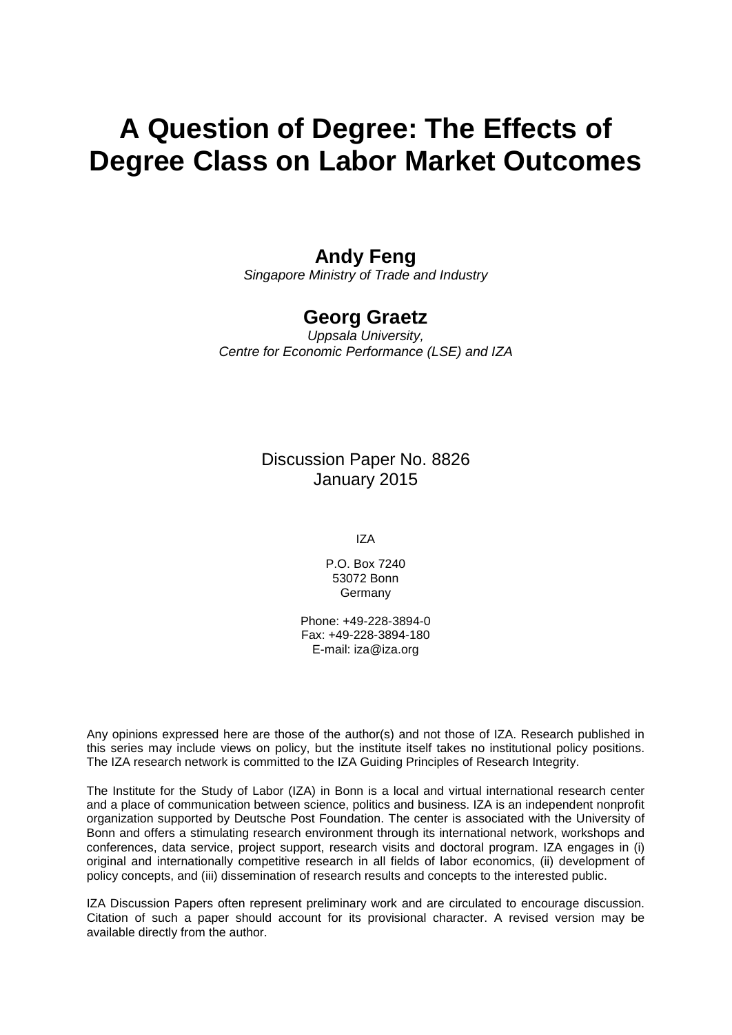# A Question of Degree: The Effects of Degree Class on Labor Market Outcomes

**Andy Feng**
*Singapore Ministry of Trade and Industry*

**Georg Graetz**
*Uppsala University,*
*Centre for Economic Performance (LSE) and IZA*

Discussion Paper No. 8826
January 2015

IZA

P.O. Box 7240
53072 Bonn
Germany

Phone: +49-228-3894-0
Fax: +49-228-3894-180
E-mail: iza@iza.org

Any opinions expressed here are those of the author(s) and not those of IZA. Research published in this series may include views on policy, but the institute itself takes no institutional policy positions. The IZA research network is committed to the IZA Guiding Principles of Research Integrity.

The Institute for the Study of Labor (IZA) in Bonn is a local and virtual international research center and a place of communication between science, politics and business. IZA is an independent nonprofit organization supported by Deutsche Post Foundation. The center is associated with the University of Bonn and offers a stimulating research environment through its international network, workshops and conferences, data service, project support, research visits and doctoral program. IZA engages in (i) original and internationally competitive research in all fields of labor economics, (ii) development of policy concepts, and (iii) dissemination of research results and concepts to the interested public.

IZA Discussion Papers often represent preliminary work and are circulated to encourage discussion. Citation of such a paper should account for its provisional character. A revised version may be available directly from the author.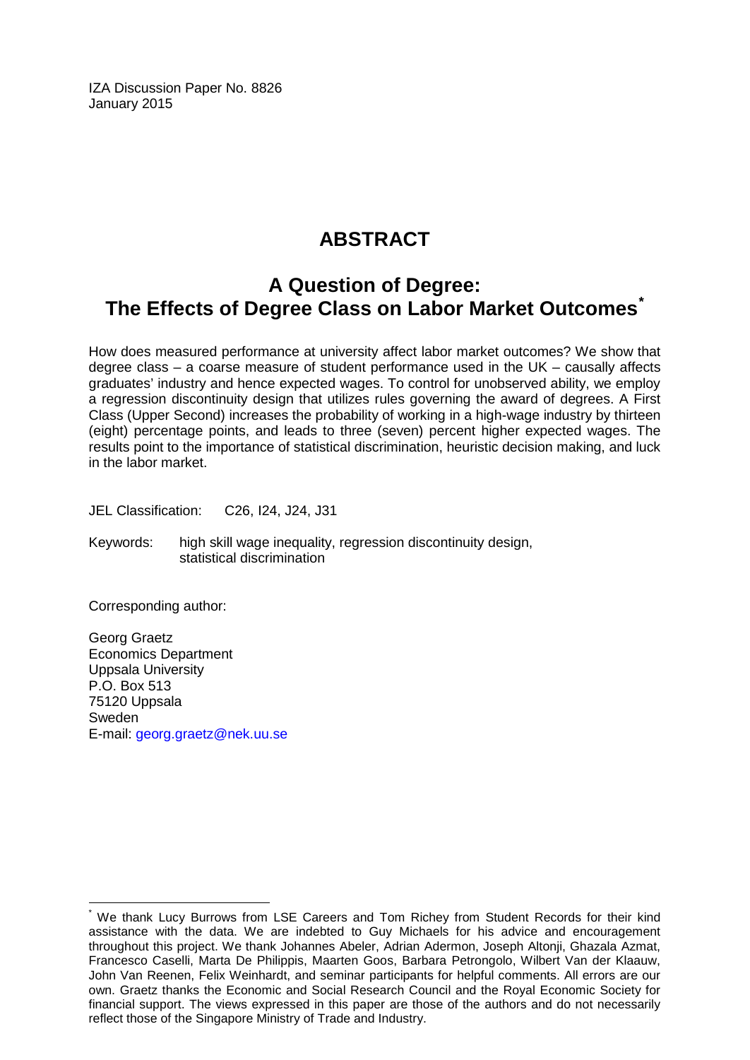IZA Discussion Paper No. 8826
January 2015

# ABSTRACT

## A Question of Degree: The Effects of Degree Class on Labor Market Outcomes[*]

How does measured performance at university affect labor market outcomes? We show that degree class – a coarse measure of student performance used in the UK – causally affects graduates' industry and hence expected wages. To control for unobserved ability, we employ a regression discontinuity design that utilizes rules governing the award of degrees. A First Class (Upper Second) increases the probability of working in a high-wage industry by thirteen (eight) percentage points, and leads to three (seven) percent higher expected wages. The results point to the importance of statistical discrimination, heuristic decision making, and luck in the labor market.

JEL Classification: C26, I24, J24, J31

Keywords: high skill wage inequality, regression discontinuity design, statistical discrimination

Corresponding author:

Georg Graetz
Economics Department
Uppsala University
P.O. Box 513
75120 Uppsala
Sweden
E-mail: georg.graetz@nek.uu.se

---

[*] We thank Lucy Burrows from LSE Careers and Tom Richey from Student Records for their kind assistance with the data. We are indebted to Guy Michaels for his advice and encouragement throughout this project. We thank Johannes Abeler, Adrian Adermon, Joseph Altonji, Ghazala Azmat, Francesco Caselli, Marta De Philippis, Maarten Goos, Barbara Petrongolo, Wilbert Van der Klaauw, John Van Reenen, Felix Weinhardt, and seminar participants for helpful comments. All errors are our own. Graetz thanks the Economic and Social Research Council and the Royal Economic Society for financial support. The views expressed in this paper are those of the authors and do not necessarily reflect those of the Singapore Ministry of Trade and Industry.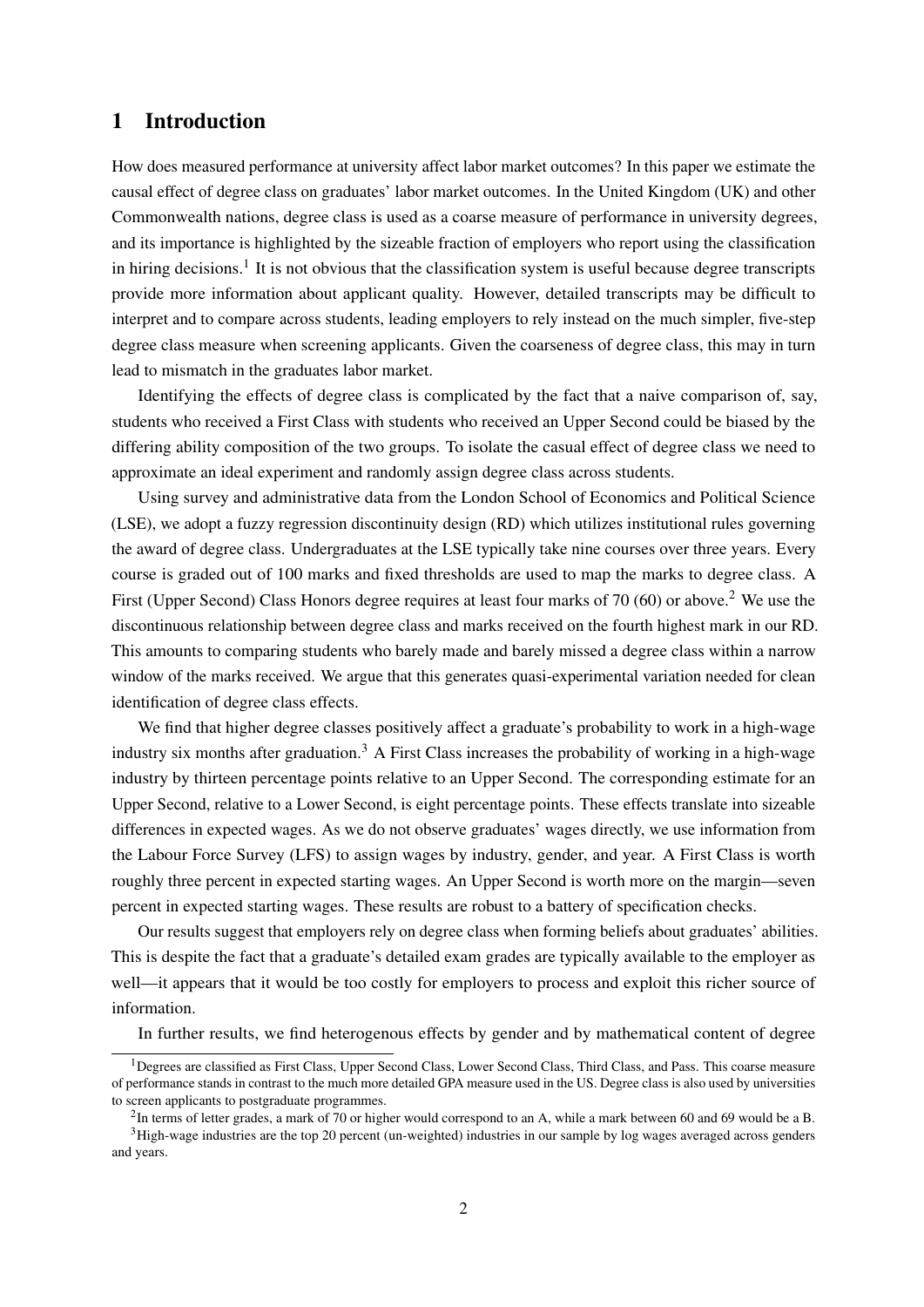# 1 Introduction

How does measured performance at university affect labor market outcomes? In this paper we estimate the causal effect of degree class on graduates' labor market outcomes. In the United Kingdom (UK) and other Commonwealth nations, degree class is used as a coarse measure of performance in university degrees, and its importance is highlighted by the sizeable fraction of employers who report using the classification in hiring decisions.[1] It is not obvious that the classification system is useful because degree transcripts provide more information about applicant quality. However, detailed transcripts may be difficult to interpret and to compare across students, leading employers to rely instead on the much simpler, five-step degree class measure when screening applicants. Given the coarseness of degree class, this may in turn lead to mismatch in the graduates labor market.

Identifying the effects of degree class is complicated by the fact that a naive comparison of, say, students who received a First Class with students who received an Upper Second could be biased by the differing ability composition of the two groups. To isolate the casual effect of degree class we need to approximate an ideal experiment and randomly assign degree class across students.

Using survey and administrative data from the London School of Economics and Political Science (LSE), we adopt a fuzzy regression discontinuity design (RD) which utilizes institutional rules governing the award of degree class. Undergraduates at the LSE typically take nine courses over three years. Every course is graded out of 100 marks and fixed thresholds are used to map the marks to degree class. A First (Upper Second) Class Honors degree requires at least four marks of 70 (60) or above.[2] We use the discontinuous relationship between degree class and marks received on the fourth highest mark in our RD. This amounts to comparing students who barely made and barely missed a degree class within a narrow window of the marks received. We argue that this generates quasi-experimental variation needed for clean identification of degree class effects.

We find that higher degree classes positively affect a graduate's probability to work in a high-wage industry six months after graduation.[3] A First Class increases the probability of working in a high-wage industry by thirteen percentage points relative to an Upper Second. The corresponding estimate for an Upper Second, relative to a Lower Second, is eight percentage points. These effects translate into sizeable differences in expected wages. As we do not observe graduates' wages directly, we use information from the Labour Force Survey (LFS) to assign wages by industry, gender, and year. A First Class is worth roughly three percent in expected starting wages. An Upper Second is worth more on the margin—seven percent in expected starting wages. These results are robust to a battery of specification checks.

Our results suggest that employers rely on degree class when forming beliefs about graduates' abilities. This is despite the fact that a graduate's detailed exam grades are typically available to the employer as well—it appears that it would be too costly for employers to process and exploit this richer source of information.

In further results, we find heterogenous effects by gender and by mathematical content of degree

---

[1] Degrees are classified as First Class, Upper Second Class, Lower Second Class, Third Class, and Pass. This coarse measure of performance stands in contrast to the much more detailed GPA measure used in the US. Degree class is also used by universities to screen applicants to postgraduate programmes.

[2] In terms of letter grades, a mark of 70 or higher would correspond to an A, while a mark between 60 and 69 would be a B.

[3] High-wage industries are the top 20 percent (un-weighted) industries in our sample by log wages averaged across genders and years.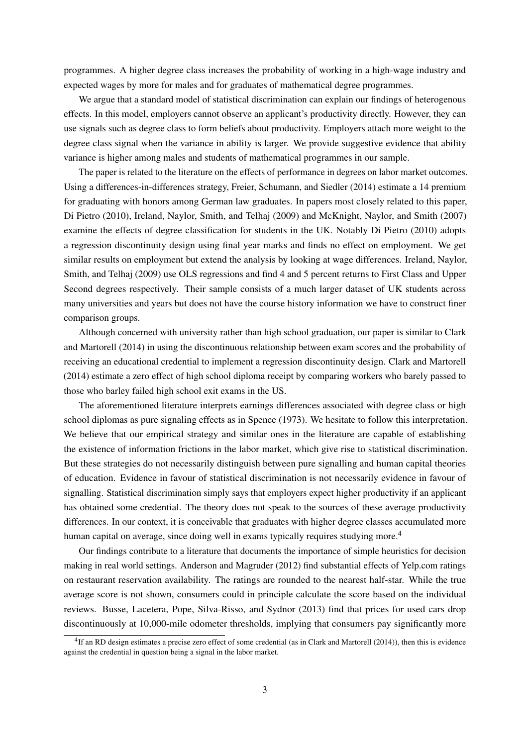programmes. A higher degree class increases the probability of working in a high-wage industry and expected wages by more for males and for graduates of mathematical degree programmes.

We argue that a standard model of statistical discrimination can explain our findings of heterogenous effects. In this model, employers cannot observe an applicant's productivity directly. However, they can use signals such as degree class to form beliefs about productivity. Employers attach more weight to the degree class signal when the variance in ability is larger. We provide suggestive evidence that ability variance is higher among males and students of mathematical programmes in our sample.

The paper is related to the literature on the effects of performance in degrees on labor market outcomes. Using a differences-in-differences strategy, Freier, Schumann, and Siedler (2014) estimate a 14 premium for graduating with honors among German law graduates. In papers most closely related to this paper, Di Pietro (2010), Ireland, Naylor, Smith, and Telhaj (2009) and McKnight, Naylor, and Smith (2007) examine the effects of degree classification for students in the UK. Notably Di Pietro (2010) adopts a regression discontinuity design using final year marks and finds no effect on employment. We get similar results on employment but extend the analysis by looking at wage differences. Ireland, Naylor, Smith, and Telhaj (2009) use OLS regressions and find 4 and 5 percent returns to First Class and Upper Second degrees respectively. Their sample consists of a much larger dataset of UK students across many universities and years but does not have the course history information we have to construct finer comparison groups.

Although concerned with university rather than high school graduation, our paper is similar to Clark and Martorell (2014) in using the discontinuous relationship between exam scores and the probability of receiving an educational credential to implement a regression discontinuity design. Clark and Martorell (2014) estimate a zero effect of high school diploma receipt by comparing workers who barely passed to those who barley failed high school exit exams in the US.

The aforementioned literature interprets earnings differences associated with degree class or high school diplomas as pure signaling effects as in Spence (1973). We hesitate to follow this interpretation. We believe that our empirical strategy and similar ones in the literature are capable of establishing the existence of information frictions in the labor market, which give rise to statistical discrimination. But these strategies do not necessarily distinguish between pure signalling and human capital theories of education. Evidence in favour of statistical discrimination is not necessarily evidence in favour of signalling. Statistical discrimination simply says that employers expect higher productivity if an applicant has obtained some credential. The theory does not speak to the sources of these average productivity differences. In our context, it is conceivable that graduates with higher degree classes accumulated more human capital on average, since doing well in exams typically requires studying more.[4]

Our findings contribute to a literature that documents the importance of simple heuristics for decision making in real world settings. Anderson and Magruder (2012) find substantial effects of Yelp.com ratings on restaurant reservation availability. The ratings are rounded to the nearest half-star. While the true average score is not shown, consumers could in principle calculate the score based on the individual reviews. Busse, Lacetera, Pope, Silva-Risso, and Sydnor (2013) find that prices for used cars drop discontinuously at 10,000-mile odometer thresholds, implying that consumers pay significantly more

[4] If an RD design estimates a precise zero effect of some credential (as in Clark and Martorell (2014)), then this is evidence against the credential in question being a signal in the labor market.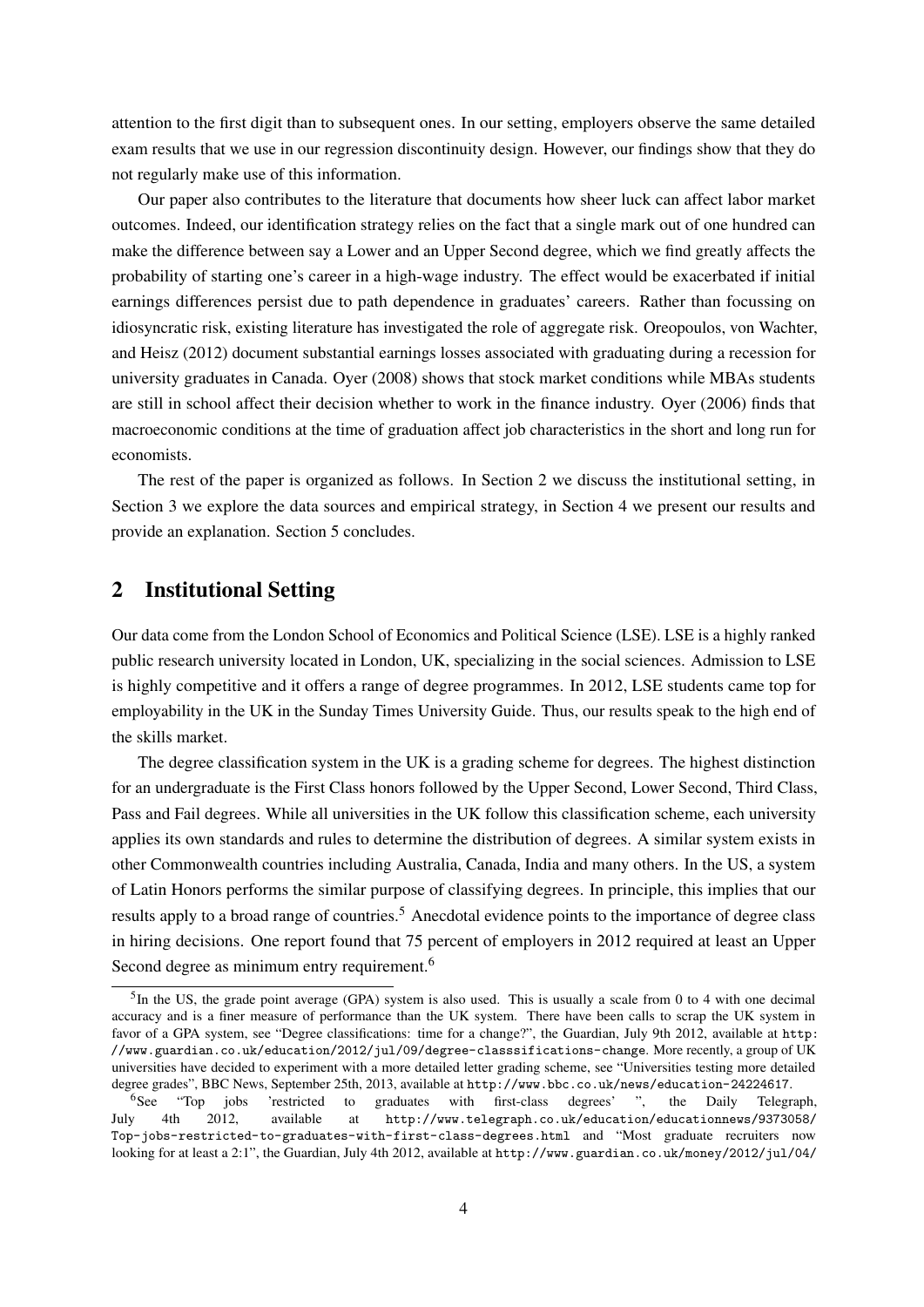attention to the first digit than to subsequent ones. In our setting, employers observe the same detailed exam results that we use in our regression discontinuity design. However, our findings show that they do not regularly make use of this information.

Our paper also contributes to the literature that documents how sheer luck can affect labor market outcomes. Indeed, our identification strategy relies on the fact that a single mark out of one hundred can make the difference between say a Lower and an Upper Second degree, which we find greatly affects the probability of starting one's career in a high-wage industry. The effect would be exacerbated if initial earnings differences persist due to path dependence in graduates' careers. Rather than focussing on idiosyncratic risk, existing literature has investigated the role of aggregate risk. Oreopoulos, von Wachter, and Heisz (2012) document substantial earnings losses associated with graduating during a recession for university graduates in Canada. Oyer (2008) shows that stock market conditions while MBAs students are still in school affect their decision whether to work in the finance industry. Oyer (2006) finds that macroeconomic conditions at the time of graduation affect job characteristics in the short and long run for economists.

The rest of the paper is organized as follows. In Section 2 we discuss the institutional setting, in Section 3 we explore the data sources and empirical strategy, in Section 4 we present our results and provide an explanation. Section 5 concludes.

## 2 Institutional Setting

Our data come from the London School of Economics and Political Science (LSE). LSE is a highly ranked public research university located in London, UK, specializing in the social sciences. Admission to LSE is highly competitive and it offers a range of degree programmes. In 2012, LSE students came top for employability in the UK in the Sunday Times University Guide. Thus, our results speak to the high end of the skills market.

The degree classification system in the UK is a grading scheme for degrees. The highest distinction for an undergraduate is the First Class honors followed by the Upper Second, Lower Second, Third Class, Pass and Fail degrees. While all universities in the UK follow this classification scheme, each university applies its own standards and rules to determine the distribution of degrees. A similar system exists in other Commonwealth countries including Australia, Canada, India and many others. In the US, a system of Latin Honors performs the similar purpose of classifying degrees. In principle, this implies that our results apply to a broad range of countries.[5] Anecdotal evidence points to the importance of degree class in hiring decisions. One report found that 75 percent of employers in 2012 required at least an Upper Second degree as minimum entry requirement.[6]

[5] In the US, the grade point average (GPA) system is also used. This is usually a scale from 0 to 4 with one decimal accuracy and is a finer measure of performance than the UK system. There have been calls to scrap the UK system in favor of a GPA system, see "Degree classifications: time for a change?", the Guardian, July 9th 2012, available at http://www.guardian.co.uk/education/2012/jul/09/degree-classsifications-change. More recently, a group of UK universities have decided to experiment with a more detailed letter grading scheme, see "Universities testing more detailed degree grades", BBC News, September 25th, 2013, available at http://www.bbc.co.uk/news/education-24224617.

[6] See "Top jobs 'restricted to graduates with first-class degrees' ", the Daily Telegraph, July 4th 2012, available at http://www.telegraph.co.uk/education/educationnews/9373058/Top-jobs-restricted-to-graduates-with-first-class-degrees.html and "Most graduate recruiters now looking for at least a 2:1", the Guardian, July 4th 2012, available at http://www.guardian.co.uk/money/2012/jul/04/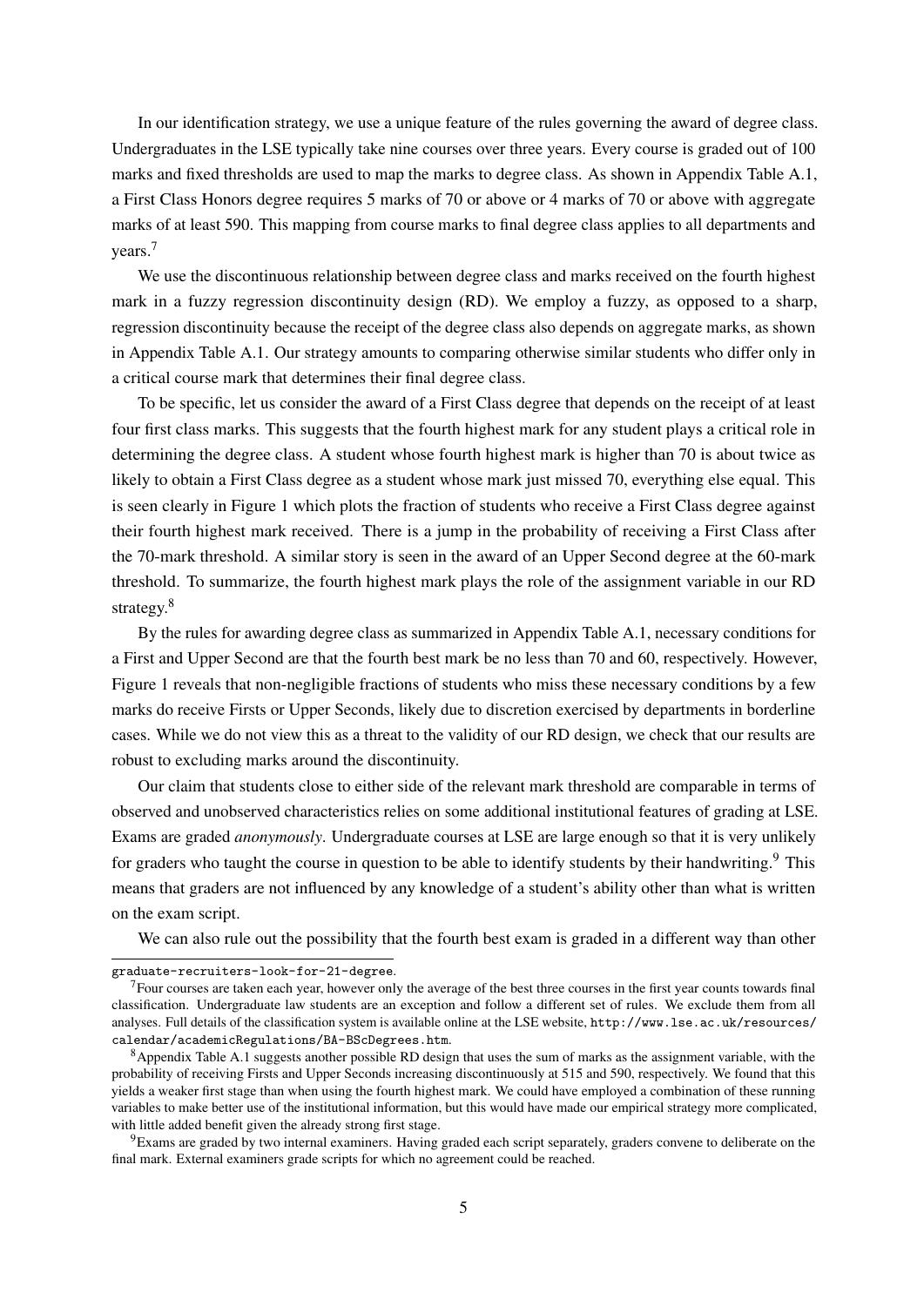In our identification strategy, we use a unique feature of the rules governing the award of degree class. Undergraduates in the LSE typically take nine courses over three years. Every course is graded out of 100 marks and fixed thresholds are used to map the marks to degree class. As shown in Appendix Table A.1, a First Class Honors degree requires 5 marks of 70 or above or 4 marks of 70 or above with aggregate marks of at least 590. This mapping from course marks to final degree class applies to all departments and years.[7]

We use the discontinuous relationship between degree class and marks received on the fourth highest mark in a fuzzy regression discontinuity design (RD). We employ a fuzzy, as opposed to a sharp, regression discontinuity because the receipt of the degree class also depends on aggregate marks, as shown in Appendix Table A.1. Our strategy amounts to comparing otherwise similar students who differ only in a critical course mark that determines their final degree class.

To be specific, let us consider the award of a First Class degree that depends on the receipt of at least four first class marks. This suggests that the fourth highest mark for any student plays a critical role in determining the degree class. A student whose fourth highest mark is higher than 70 is about twice as likely to obtain a First Class degree as a student whose mark just missed 70, everything else equal. This is seen clearly in Figure 1 which plots the fraction of students who receive a First Class degree against their fourth highest mark received. There is a jump in the probability of receiving a First Class after the 70-mark threshold. A similar story is seen in the award of an Upper Second degree at the 60-mark threshold. To summarize, the fourth highest mark plays the role of the assignment variable in our RD strategy.[8]

By the rules for awarding degree class as summarized in Appendix Table A.1, necessary conditions for a First and Upper Second are that the fourth best mark be no less than 70 and 60, respectively. However, Figure 1 reveals that non-negligible fractions of students who miss these necessary conditions by a few marks do receive Firsts or Upper Seconds, likely due to discretion exercised by departments in borderline cases. While we do not view this as a threat to the validity of our RD design, we check that our results are robust to excluding marks around the discontinuity.

Our claim that students close to either side of the relevant mark threshold are comparable in terms of observed and unobserved characteristics relies on some additional institutional features of grading at LSE. Exams are graded *anonymously*. Undergraduate courses at LSE are large enough so that it is very unlikely for graders who taught the course in question to be able to identify students by their handwriting.[9] This means that graders are not influenced by any knowledge of a student's ability other than what is written on the exam script.

We can also rule out the possibility that the fourth best exam is graded in a different way than other

---

graduate-recruiters-look-for-21-degree.

[7] Four courses are taken each year, however only the average of the best three courses in the first year counts towards final classification. Undergraduate law students are an exception and follow a different set of rules. We exclude them from all analyses. Full details of the classification system is available online at the LSE website, http://www.lse.ac.uk/resources/calendar/academicRegulations/BA-BScDegrees.htm.

[8] Appendix Table A.1 suggests another possible RD design that uses the sum of marks as the assignment variable, with the probability of receiving Firsts and Upper Seconds increasing discontinuously at 515 and 590, respectively. We found that this yields a weaker first stage than when using the fourth highest mark. We could have employed a combination of these running variables to make better use of the institutional information, but this would have made our empirical strategy more complicated, with little added benefit given the already strong first stage.

[9] Exams are graded by two internal examiners. Having graded each script separately, graders convene to deliberate on the final mark. External examiners grade scripts for which no agreement could be reached.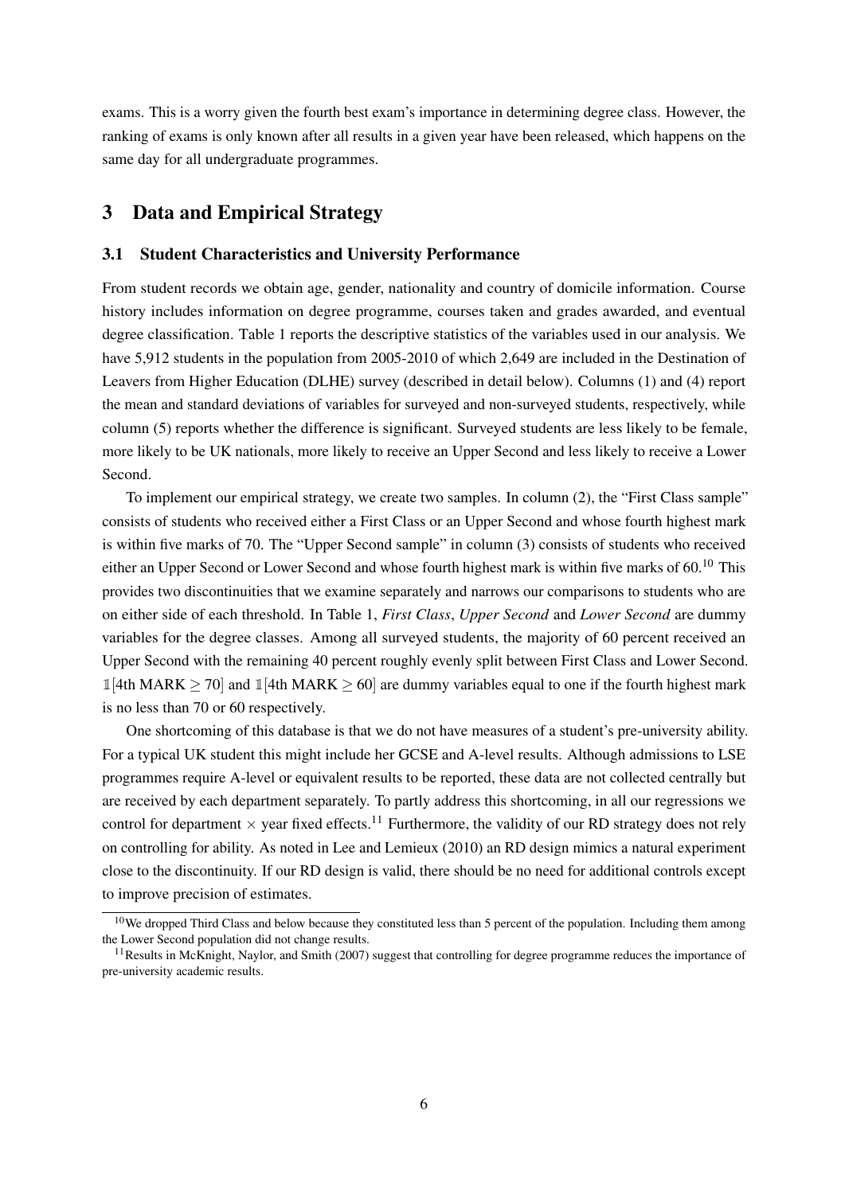exams. This is a worry given the fourth best exam's importance in determining degree class. However, the ranking of exams is only known after all results in a given year have been released, which happens on the same day for all undergraduate programmes.

## 3 Data and Empirical Strategy

### 3.1 Student Characteristics and University Performance

From student records we obtain age, gender, nationality and country of domicile information. Course history includes information on degree programme, courses taken and grades awarded, and eventual degree classification. Table 1 reports the descriptive statistics of the variables used in our analysis. We have 5,912 students in the population from 2005-2010 of which 2,649 are included in the Destination of Leavers from Higher Education (DLHE) survey (described in detail below). Columns (1) and (4) report the mean and standard deviations of variables for surveyed and non-surveyed students, respectively, while column (5) reports whether the difference is significant. Surveyed students are less likely to be female, more likely to be UK nationals, more likely to receive an Upper Second and less likely to receive a Lower Second.

To implement our empirical strategy, we create two samples. In column (2), the "First Class sample" consists of students who received either a First Class or an Upper Second and whose fourth highest mark is within five marks of 70. The "Upper Second sample" in column (3) consists of students who received either an Upper Second or Lower Second and whose fourth highest mark is within five marks of 60.[10] This provides two discontinuities that we examine separately and narrows our comparisons to students who are on either side of each threshold. In Table 1, *First Class*, *Upper Second* and *Lower Second* are dummy variables for the degree classes. Among all surveyed students, the majority of 60 percent received an Upper Second with the remaining 40 percent roughly evenly split between First Class and Lower Second. $\mathbb{1}[\text{4th MARK} \geq 70]$ and $\mathbb{1}[\text{4th MARK} \geq 60]$ are dummy variables equal to one if the fourth highest mark is no less than 70 or 60 respectively.

One shortcoming of this database is that we do not have measures of a student's pre-university ability. For a typical UK student this might include her GCSE and A-level results. Although admissions to LSE programmes require A-level or equivalent results to be reported, these data are not collected centrally but are received by each department separately. To partly address this shortcoming, in all our regressions we control for department $\times$ year fixed effects.[11] Furthermore, the validity of our RD strategy does not rely on controlling for ability. As noted in Lee and Lemieux (2010) an RD design mimics a natural experiment close to the discontinuity. If our RD design is valid, there should be no need for additional controls except to improve precision of estimates.

[10] We dropped Third Class and below because they constituted less than 5 percent of the population. Including them among the Lower Second population did not change results.

[11] Results in McKnight, Naylor, and Smith (2007) suggest that controlling for degree programme reduces the importance of pre-university academic results.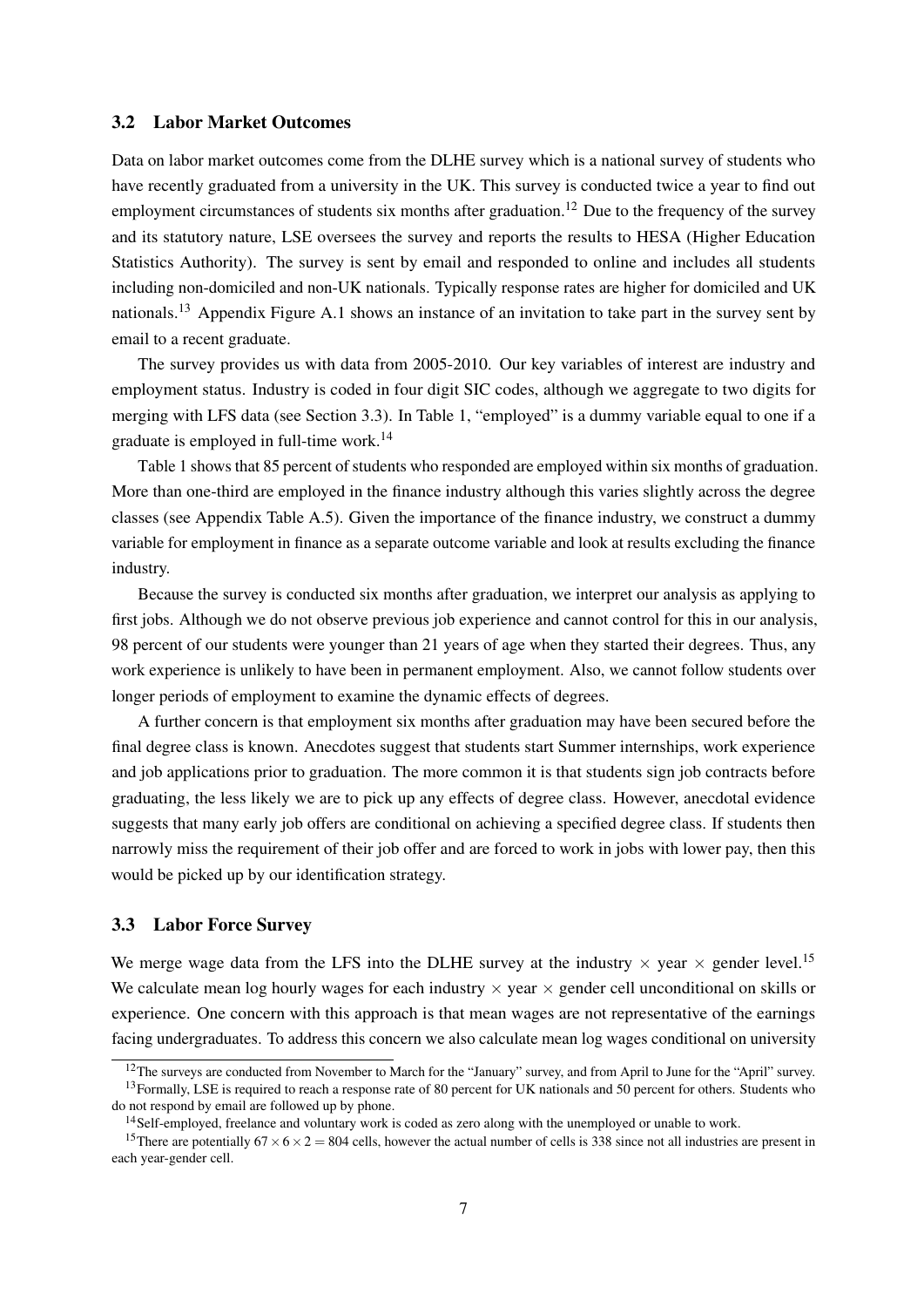### 3.2 Labor Market Outcomes

Data on labor market outcomes come from the DLHE survey which is a national survey of students who have recently graduated from a university in the UK. This survey is conducted twice a year to find out employment circumstances of students six months after graduation.[12] Due to the frequency of the survey and its statutory nature, LSE oversees the survey and reports the results to HESA (Higher Education Statistics Authority). The survey is sent by email and responded to online and includes all students including non-domiciled and non-UK nationals. Typically response rates are higher for domiciled and UK nationals.[13] Appendix Figure A.1 shows an instance of an invitation to take part in the survey sent by email to a recent graduate.

The survey provides us with data from 2005-2010. Our key variables of interest are industry and employment status. Industry is coded in four digit SIC codes, although we aggregate to two digits for merging with LFS data (see Section 3.3). In Table 1, "employed" is a dummy variable equal to one if a graduate is employed in full-time work.[14]

Table 1 shows that 85 percent of students who responded are employed within six months of graduation. More than one-third are employed in the finance industry although this varies slightly across the degree classes (see Appendix Table A.5). Given the importance of the finance industry, we construct a dummy variable for employment in finance as a separate outcome variable and look at results excluding the finance industry.

Because the survey is conducted six months after graduation, we interpret our analysis as applying to first jobs. Although we do not observe previous job experience and cannot control for this in our analysis, 98 percent of our students were younger than 21 years of age when they started their degrees. Thus, any work experience is unlikely to have been in permanent employment. Also, we cannot follow students over longer periods of employment to examine the dynamic effects of degrees.

A further concern is that employment six months after graduation may have been secured before the final degree class is known. Anecdotes suggest that students start Summer internships, work experience and job applications prior to graduation. The more common it is that students sign job contracts before graduating, the less likely we are to pick up any effects of degree class. However, anecdotal evidence suggests that many early job offers are conditional on achieving a specified degree class. If students then narrowly miss the requirement of their job offer and are forced to work in jobs with lower pay, then this would be picked up by our identification strategy.

### 3.3 Labor Force Survey

We merge wage data from the LFS into the DLHE survey at the industry $\times$ year $\times$ gender level.[15] We calculate mean log hourly wages for each industry $\times$ year $\times$ gender cell unconditional on skills or experience. One concern with this approach is that mean wages are not representative of the earnings facing undergraduates. To address this concern we also calculate mean log wages conditional on university

---

[12] The surveys are conducted from November to March for the "January" survey, and from April to June for the "April" survey.

[13] Formally, LSE is required to reach a response rate of 80 percent for UK nationals and 50 percent for others. Students who do not respond by email are followed up by phone.

[14] Self-employed, freelance and voluntary work is coded as zero along with the unemployed or unable to work.

[15] There are potentially $67 \times 6 \times 2 = 804$ cells, however the actual number of cells is 338 since not all industries are present in each year-gender cell.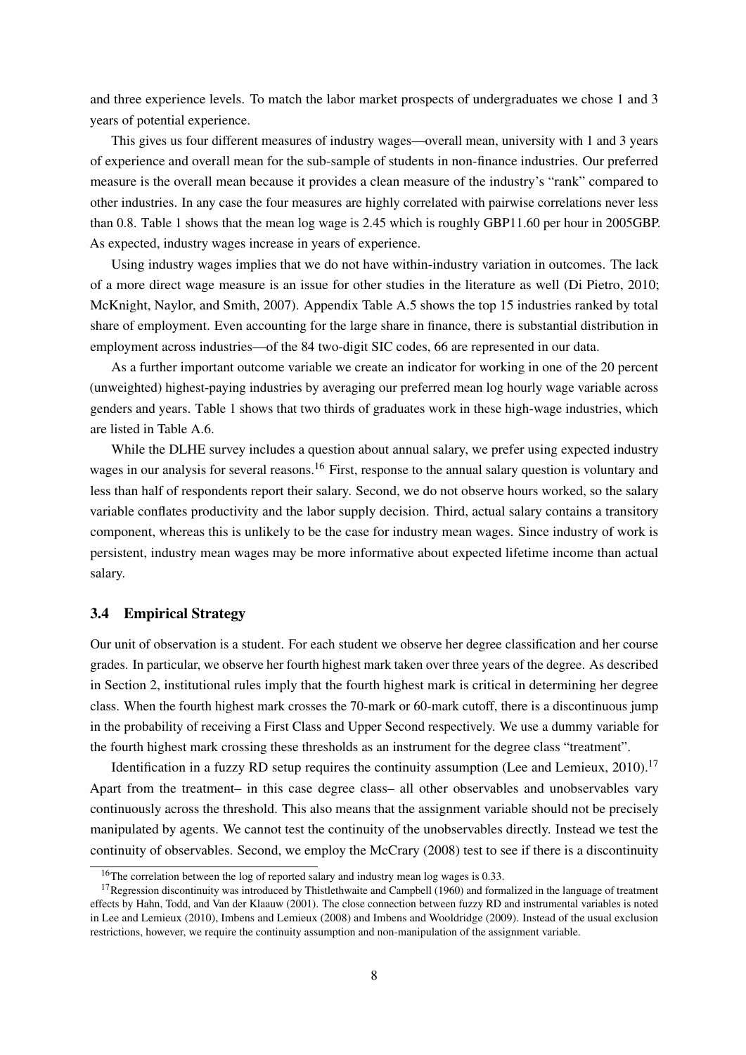and three experience levels. To match the labor market prospects of undergraduates we chose 1 and 3 years of potential experience.

This gives us four different measures of industry wages—overall mean, university with 1 and 3 years of experience and overall mean for the sub-sample of students in non-finance industries. Our preferred measure is the overall mean because it provides a clean measure of the industry's "rank" compared to other industries. In any case the four measures are highly correlated with pairwise correlations never less than 0.8. Table 1 shows that the mean log wage is 2.45 which is roughly GBP11.60 per hour in 2005GBP. As expected, industry wages increase in years of experience.

Using industry wages implies that we do not have within-industry variation in outcomes. The lack of a more direct wage measure is an issue for other studies in the literature as well (Di Pietro, 2010; McKnight, Naylor, and Smith, 2007). Appendix Table A.5 shows the top 15 industries ranked by total share of employment. Even accounting for the large share in finance, there is substantial distribution in employment across industries—of the 84 two-digit SIC codes, 66 are represented in our data.

As a further important outcome variable we create an indicator for working in one of the 20 percent (unweighted) highest-paying industries by averaging our preferred mean log hourly wage variable across genders and years. Table 1 shows that two thirds of graduates work in these high-wage industries, which are listed in Table A.6.

While the DLHE survey includes a question about annual salary, we prefer using expected industry wages in our analysis for several reasons.[16] First, response to the annual salary question is voluntary and less than half of respondents report their salary. Second, we do not observe hours worked, so the salary variable conflates productivity and the labor supply decision. Third, actual salary contains a transitory component, whereas this is unlikely to be the case for industry mean wages. Since industry of work is persistent, industry mean wages may be more informative about expected lifetime income than actual salary.

### 3.4 Empirical Strategy

Our unit of observation is a student. For each student we observe her degree classification and her course grades. In particular, we observe her fourth highest mark taken over three years of the degree. As described in Section 2, institutional rules imply that the fourth highest mark is critical in determining her degree class. When the fourth highest mark crosses the 70-mark or 60-mark cutoff, there is a discontinuous jump in the probability of receiving a First Class and Upper Second respectively. We use a dummy variable for the fourth highest mark crossing these thresholds as an instrument for the degree class "treatment".

Identification in a fuzzy RD setup requires the continuity assumption (Lee and Lemieux, 2010).[17] Apart from the treatment– in this case degree class– all other observables and unobservables vary continuously across the threshold. This also means that the assignment variable should not be precisely manipulated by agents. We cannot test the continuity of the unobservables directly. Instead we test the continuity of observables. Second, we employ the McCrary (2008) test to see if there is a discontinuity

[16] The correlation between the log of reported salary and industry mean log wages is 0.33.

[17] Regression discontinuity was introduced by Thistlethwaite and Campbell (1960) and formalized in the language of treatment effects by Hahn, Todd, and Van der Klaauw (2001). The close connection between fuzzy RD and instrumental variables is noted in Lee and Lemieux (2010), Imbens and Lemieux (2008) and Imbens and Wooldridge (2009). Instead of the usual exclusion restrictions, however, we require the continuity assumption and non-manipulation of the assignment variable.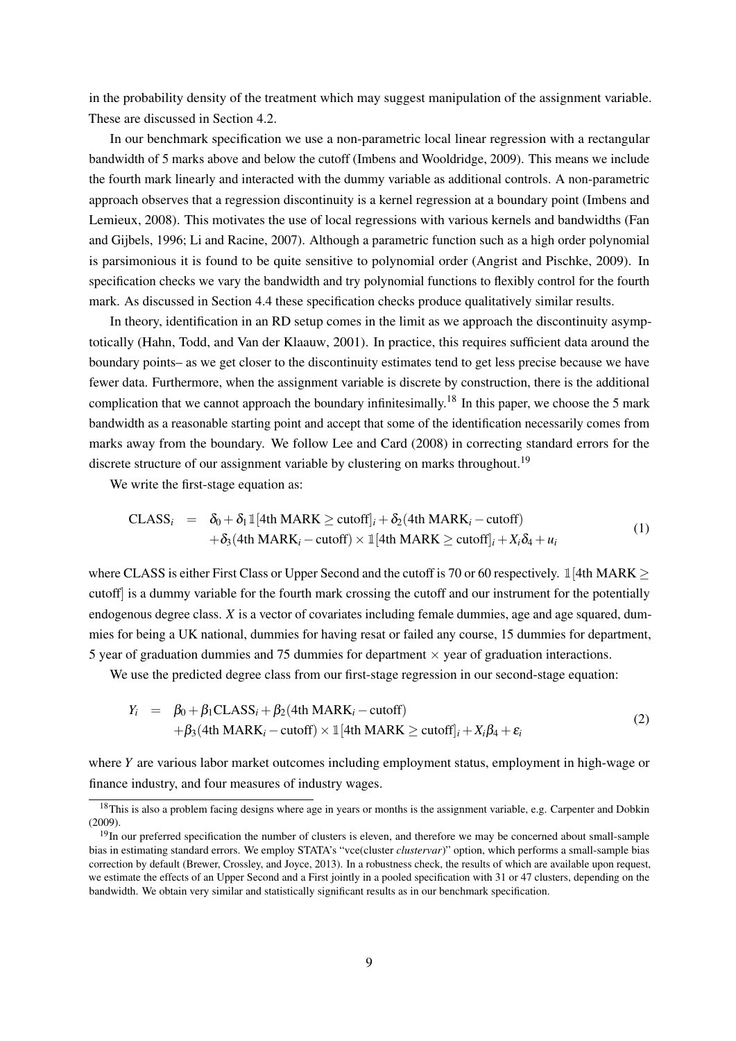in the probability density of the treatment which may suggest manipulation of the assignment variable. These are discussed in Section 4.2.

In our benchmark specification we use a non-parametric local linear regression with a rectangular bandwidth of 5 marks above and below the cutoff (Imbens and Wooldridge, 2009). This means we include the fourth mark linearly and interacted with the dummy variable as additional controls. A non-parametric approach observes that a regression discontinuity is a kernel regression at a boundary point (Imbens and Lemieux, 2008). This motivates the use of local regressions with various kernels and bandwidths (Fan and Gijbels, 1996; Li and Racine, 2007). Although a parametric function such as a high order polynomial is parsimonious it is found to be quite sensitive to polynomial order (Angrist and Pischke, 2009). In specification checks we vary the bandwidth and try polynomial functions to flexibly control for the fourth mark. As discussed in Section 4.4 these specification checks produce qualitatively similar results.

In theory, identification in an RD setup comes in the limit as we approach the discontinuity asymptotically (Hahn, Todd, and Van der Klaauw, 2001). In practice, this requires sufficient data around the boundary points– as we get closer to the discontinuity estimates tend to get less precise because we have fewer data. Furthermore, when the assignment variable is discrete by construction, there is the additional complication that we cannot approach the boundary infinitesimally.[18] In this paper, we choose the 5 mark bandwidth as a reasonable starting point and accept that some of the identification necessarily comes from marks away from the boundary. We follow Lee and Card (2008) in correcting standard errors for the discrete structure of our assignment variable by clustering on marks throughout.[19]

We write the first-stage equation as:

$$
\begin{aligned}
\text{CLASS}_i &= \delta_0 + \delta_1 \mathbb{1}[\text{4th MARK} \geq \text{cutoff}]_i + \delta_2(\text{4th MARK}_i - \text{cutoff}) \\
&\quad + \delta_3(\text{4th MARK}_i - \text{cutoff}) \times \mathbb{1}[\text{4th MARK} \geq \text{cutoff}]_i + X_i\delta_4 + u_i
\end{aligned} \tag{1}
$$

where CLASS is either First Class or Upper Second and the cutoff is 70 or 60 respectively. $\mathbb{1}[\text{4th MARK} \geq \text{cutoff}]$ is a dummy variable for the fourth mark crossing the cutoff and our instrument for the potentially endogenous degree class. $X$ is a vector of covariates including female dummies, age and age squared, dummies for being a UK national, dummies for having resat or failed any course, 15 dummies for department, 5 year of graduation dummies and 75 dummies for department $\times$ year of graduation interactions.

We use the predicted degree class from our first-stage regression in our second-stage equation:

$$
\begin{aligned}
Y_i &= \beta_0 + \beta_1 \text{CLASS}_i + \beta_2(\text{4th MARK}_i - \text{cutoff}) \\
&\quad + \beta_3(\text{4th MARK}_i - \text{cutoff}) \times \mathbb{1}[\text{4th MARK} \geq \text{cutoff}]_i + X_i\beta_4 + \varepsilon_i
\end{aligned} \tag{2}
$$

where $Y$ are various labor market outcomes including employment status, employment in high-wage or finance industry, and four measures of industry wages.

[18] This is also a problem facing designs where age in years or months is the assignment variable, e.g. Carpenter and Dobkin (2009).

[19] In our preferred specification the number of clusters is eleven, and therefore we may be concerned about small-sample bias in estimating standard errors. We employ STATA's "vce(cluster *clustervar*)" option, which performs a small-sample bias correction by default (Brewer, Crossley, and Joyce, 2013). In a robustness check, the results of which are available upon request, we estimate the effects of an Upper Second and a First jointly in a pooled specification with 31 or 47 clusters, depending on the bandwidth. We obtain very similar and statistically significant results as in our benchmark specification.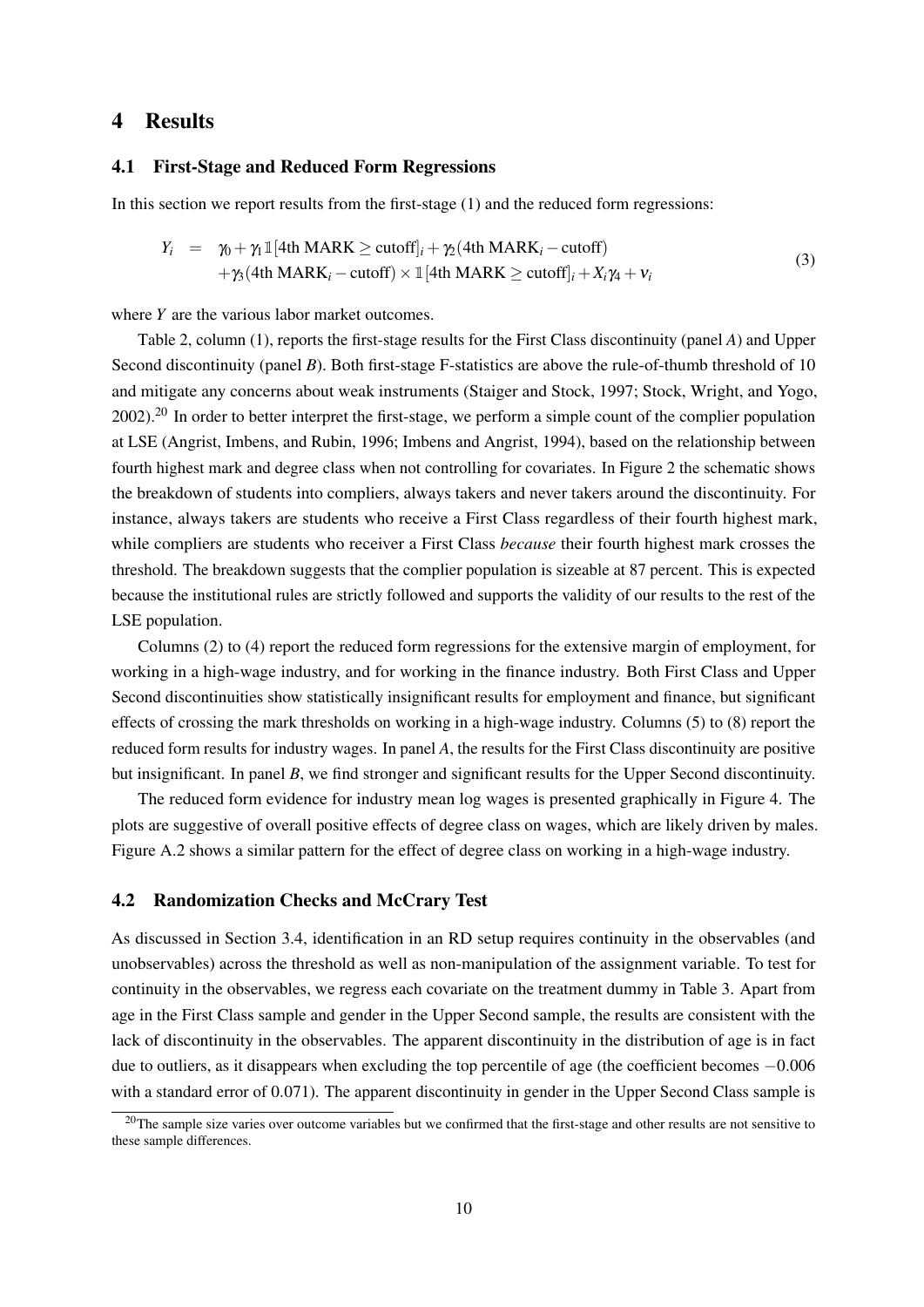# 4 Results

## 4.1 First-Stage and Reduced Form Regressions

In this section we report results from the first-stage (1) and the reduced form regressions:

$$
\begin{aligned}
Y_i \;=\; & \gamma_0 + \gamma_1 \mathbb{1}[\text{4th MARK} \geq \text{cutoff}]_i + \gamma_2(\text{4th MARK}_i - \text{cutoff}) \\
& + \gamma_3(\text{4th MARK}_i - \text{cutoff}) \times \mathbb{1}[\text{4th MARK} \geq \text{cutoff}]_i + X_i\gamma_4 + \nu_i
\end{aligned}
\tag{3}
$$

where $Y$ are the various labor market outcomes.

Table 2, column (1), reports the first-stage results for the First Class discontinuity (panel *A*) and Upper Second discontinuity (panel *B*). Both first-stage F-statistics are above the rule-of-thumb threshold of 10 and mitigate any concerns about weak instruments (Staiger and Stock, 1997; Stock, Wright, and Yogo, 2002).[20] In order to better interpret the first-stage, we perform a simple count of the complier population at LSE (Angrist, Imbens, and Rubin, 1996; Imbens and Angrist, 1994), based on the relationship between fourth highest mark and degree class when not controlling for covariates. In Figure 2 the schematic shows the breakdown of students into compliers, always takers and never takers around the discontinuity. For instance, always takers are students who receive a First Class regardless of their fourth highest mark, while compliers are students who receiver a First Class *because* their fourth highest mark crosses the threshold. The breakdown suggests that the complier population is sizeable at 87 percent. This is expected because the institutional rules are strictly followed and supports the validity of our results to the rest of the LSE population.

Columns (2) to (4) report the reduced form regressions for the extensive margin of employment, for working in a high-wage industry, and for working in the finance industry. Both First Class and Upper Second discontinuities show statistically insignificant results for employment and finance, but significant effects of crossing the mark thresholds on working in a high-wage industry. Columns (5) to (8) report the reduced form results for industry wages. In panel *A*, the results for the First Class discontinuity are positive but insignificant. In panel *B*, we find stronger and significant results for the Upper Second discontinuity.

The reduced form evidence for industry mean log wages is presented graphically in Figure 4. The plots are suggestive of overall positive effects of degree class on wages, which are likely driven by males. Figure A.2 shows a similar pattern for the effect of degree class on working in a high-wage industry.

## 4.2 Randomization Checks and McCrary Test

As discussed in Section 3.4, identification in an RD setup requires continuity in the observables (and unobservables) across the threshold as well as non-manipulation of the assignment variable. To test for continuity in the observables, we regress each covariate on the treatment dummy in Table 3. Apart from age in the First Class sample and gender in the Upper Second sample, the results are consistent with the lack of discontinuity in the observables. The apparent discontinuity in the distribution of age is in fact due to outliers, as it disappears when excluding the top percentile of age (the coefficient becomes $-0.006$ with a standard error of 0.071). The apparent discontinuity in gender in the Upper Second Class sample is

[20] The sample size varies over outcome variables but we confirmed that the first-stage and other results are not sensitive to these sample differences.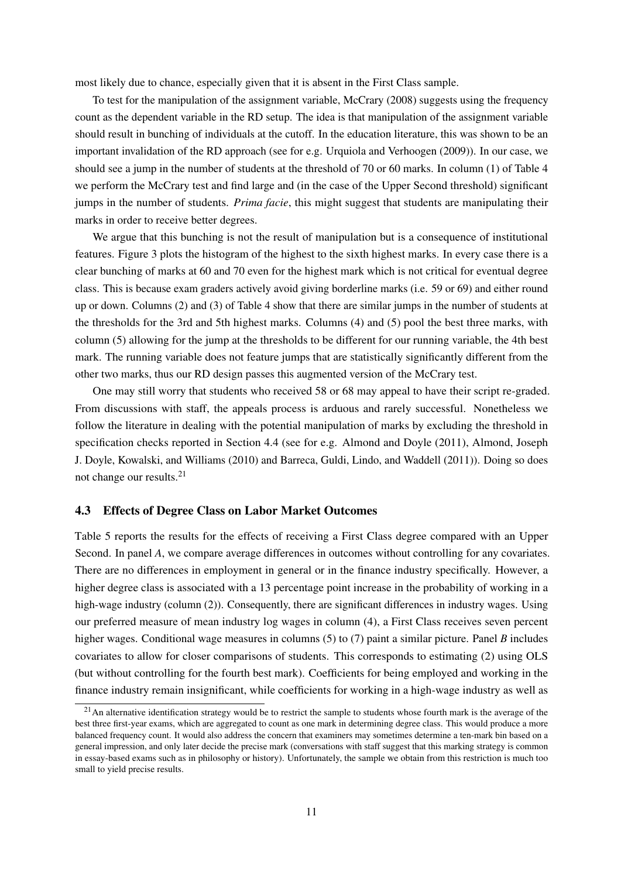most likely due to chance, especially given that it is absent in the First Class sample.

To test for the manipulation of the assignment variable, McCrary (2008) suggests using the frequency count as the dependent variable in the RD setup. The idea is that manipulation of the assignment variable should result in bunching of individuals at the cutoff. In the education literature, this was shown to be an important invalidation of the RD approach (see for e.g. Urquiola and Verhoogen (2009)). In our case, we should see a jump in the number of students at the threshold of 70 or 60 marks. In column (1) of Table 4 we perform the McCrary test and find large and (in the case of the Upper Second threshold) significant jumps in the number of students. *Prima facie*, this might suggest that students are manipulating their marks in order to receive better degrees.

We argue that this bunching is not the result of manipulation but is a consequence of institutional features. Figure 3 plots the histogram of the highest to the sixth highest marks. In every case there is a clear bunching of marks at 60 and 70 even for the highest mark which is not critical for eventual degree class. This is because exam graders actively avoid giving borderline marks (i.e. 59 or 69) and either round up or down. Columns (2) and (3) of Table 4 show that there are similar jumps in the number of students at the thresholds for the 3rd and 5th highest marks. Columns (4) and (5) pool the best three marks, with column (5) allowing for the jump at the thresholds to be different for our running variable, the 4th best mark. The running variable does not feature jumps that are statistically significantly different from the other two marks, thus our RD design passes this augmented version of the McCrary test.

One may still worry that students who received 58 or 68 may appeal to have their script re-graded. From discussions with staff, the appeals process is arduous and rarely successful. Nonetheless we follow the literature in dealing with the potential manipulation of marks by excluding the threshold in specification checks reported in Section 4.4 (see for e.g. Almond and Doyle (2011), Almond, Joseph J. Doyle, Kowalski, and Williams (2010) and Barreca, Guldi, Lindo, and Waddell (2011)). Doing so does not change our results.[21]

### 4.3 Effects of Degree Class on Labor Market Outcomes

Table 5 reports the results for the effects of receiving a First Class degree compared with an Upper Second. In panel *A*, we compare average differences in outcomes without controlling for any covariates. There are no differences in employment in general or in the finance industry specifically. However, a higher degree class is associated with a 13 percentage point increase in the probability of working in a high-wage industry (column (2)). Consequently, there are significant differences in industry wages. Using our preferred measure of mean industry log wages in column (4), a First Class receives seven percent higher wages. Conditional wage measures in columns (5) to (7) paint a similar picture. Panel *B* includes covariates to allow for closer comparisons of students. This corresponds to estimating (2) using OLS (but without controlling for the fourth best mark). Coefficients for being employed and working in the finance industry remain insignificant, while coefficients for working in a high-wage industry as well as

[21] An alternative identification strategy would be to restrict the sample to students whose fourth mark is the average of the best three first-year exams, which are aggregated to count as one mark in determining degree class. This would produce a more balanced frequency count. It would also address the concern that examiners may sometimes determine a ten-mark bin based on a general impression, and only later decide the precise mark (conversations with staff suggest that this marking strategy is common in essay-based exams such as in philosophy or history). Unfortunately, the sample we obtain from this restriction is much too small to yield precise results.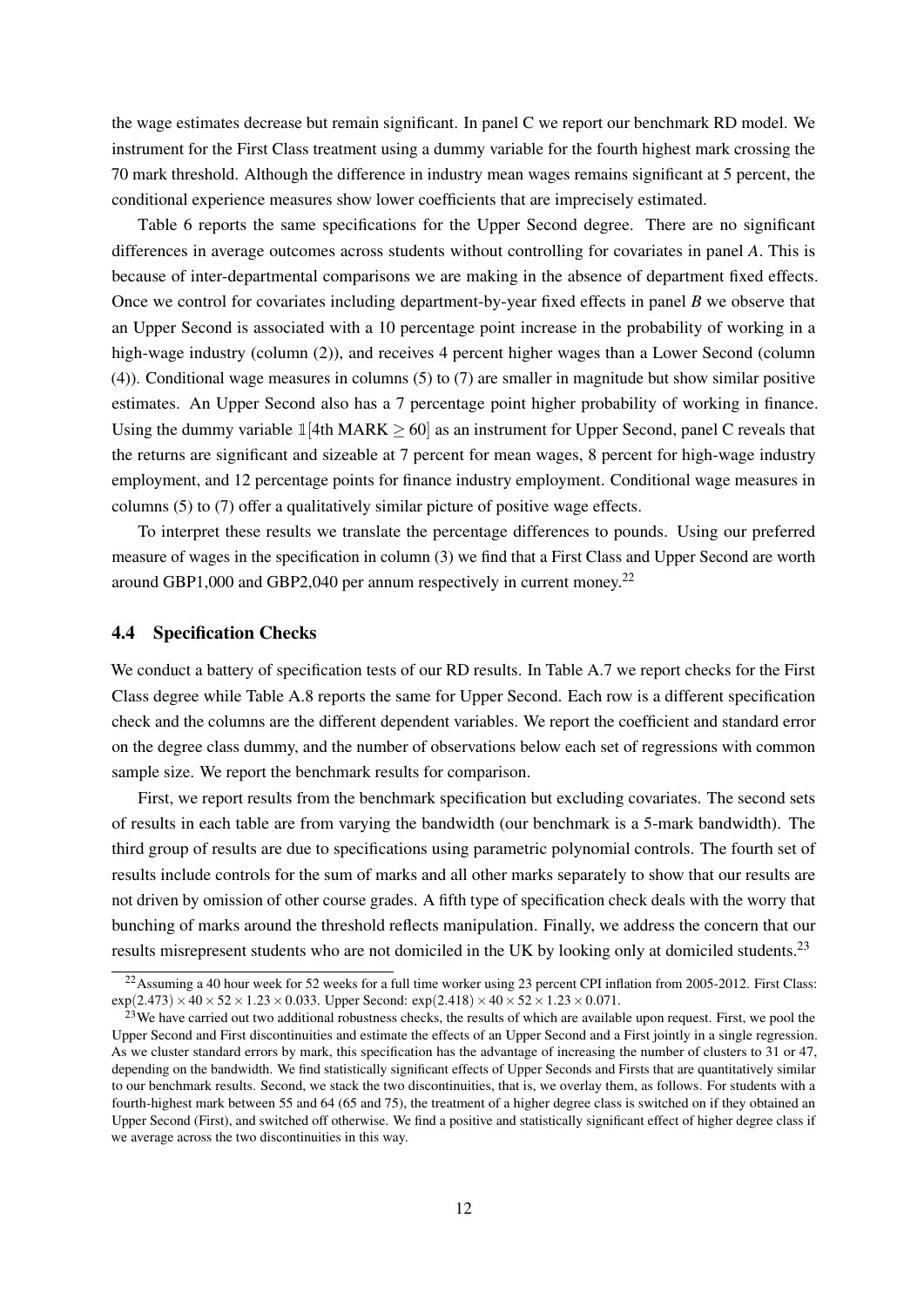the wage estimates decrease but remain significant. In panel C we report our benchmark RD model. We instrument for the First Class treatment using a dummy variable for the fourth highest mark crossing the 70 mark threshold. Although the difference in industry mean wages remains significant at 5 percent, the conditional experience measures show lower coefficients that are imprecisely estimated.

Table 6 reports the same specifications for the Upper Second degree. There are no significant differences in average outcomes across students without controlling for covariates in panel *A*. This is because of inter-departmental comparisons we are making in the absence of department fixed effects. Once we control for covariates including department-by-year fixed effects in panel *B* we observe that an Upper Second is associated with a 10 percentage point increase in the probability of working in a high-wage industry (column (2)), and receives 4 percent higher wages than a Lower Second (column (4)). Conditional wage measures in columns (5) to (7) are smaller in magnitude but show similar positive estimates. An Upper Second also has a 7 percentage point higher probability of working in finance. Using the dummy variable $\mathbb{1}[\text{4th MARK} \geq 60]$ as an instrument for Upper Second, panel C reveals that the returns are significant and sizeable at 7 percent for mean wages, 8 percent for high-wage industry employment, and 12 percentage points for finance industry employment. Conditional wage measures in columns (5) to (7) offer a qualitatively similar picture of positive wage effects.

To interpret these results we translate the percentage differences to pounds. Using our preferred measure of wages in the specification in column (3) we find that a First Class and Upper Second are worth around GBP1,000 and GBP2,040 per annum respectively in current money.[22]

### 4.4 Specification Checks

We conduct a battery of specification tests of our RD results. In Table A.7 we report checks for the First Class degree while Table A.8 reports the same for Upper Second. Each row is a different specification check and the columns are the different dependent variables. We report the coefficient and standard error on the degree class dummy, and the number of observations below each set of regressions with common sample size. We report the benchmark results for comparison.

First, we report results from the benchmark specification but excluding covariates. The second sets of results in each table are from varying the bandwidth (our benchmark is a 5-mark bandwidth). The third group of results are due to specifications using parametric polynomial controls. The fourth set of results include controls for the sum of marks and all other marks separately to show that our results are not driven by omission of other course grades. A fifth type of specification check deals with the worry that bunching of marks around the threshold reflects manipulation. Finally, we address the concern that our results misrepresent students who are not domiciled in the UK by looking only at domiciled students.[23]

---

[22] Assuming a 40 hour week for 52 weeks for a full time worker using 23 percent CPI inflation from 2005-2012. First Class: $\exp(2.473) \times 40 \times 52 \times 1.23 \times 0.033$. Upper Second: $\exp(2.418) \times 40 \times 52 \times 1.23 \times 0.071$.

[23] We have carried out two additional robustness checks, the results of which are available upon request. First, we pool the Upper Second and First discontinuities and estimate the effects of an Upper Second and a First jointly in a single regression. As we cluster standard errors by mark, this specification has the advantage of increasing the number of clusters to 31 or 47, depending on the bandwidth. We find statistically significant effects of Upper Seconds and Firsts that are quantitatively similar to our benchmark results. Second, we stack the two discontinuities, that is, we overlay them, as follows. For students with a fourth-highest mark between 55 and 64 (65 and 75), the treatment of a higher degree class is switched on if they obtained an Upper Second (First), and switched off otherwise. We find a positive and statistically significant effect of higher degree class if we average across the two discontinuities in this way.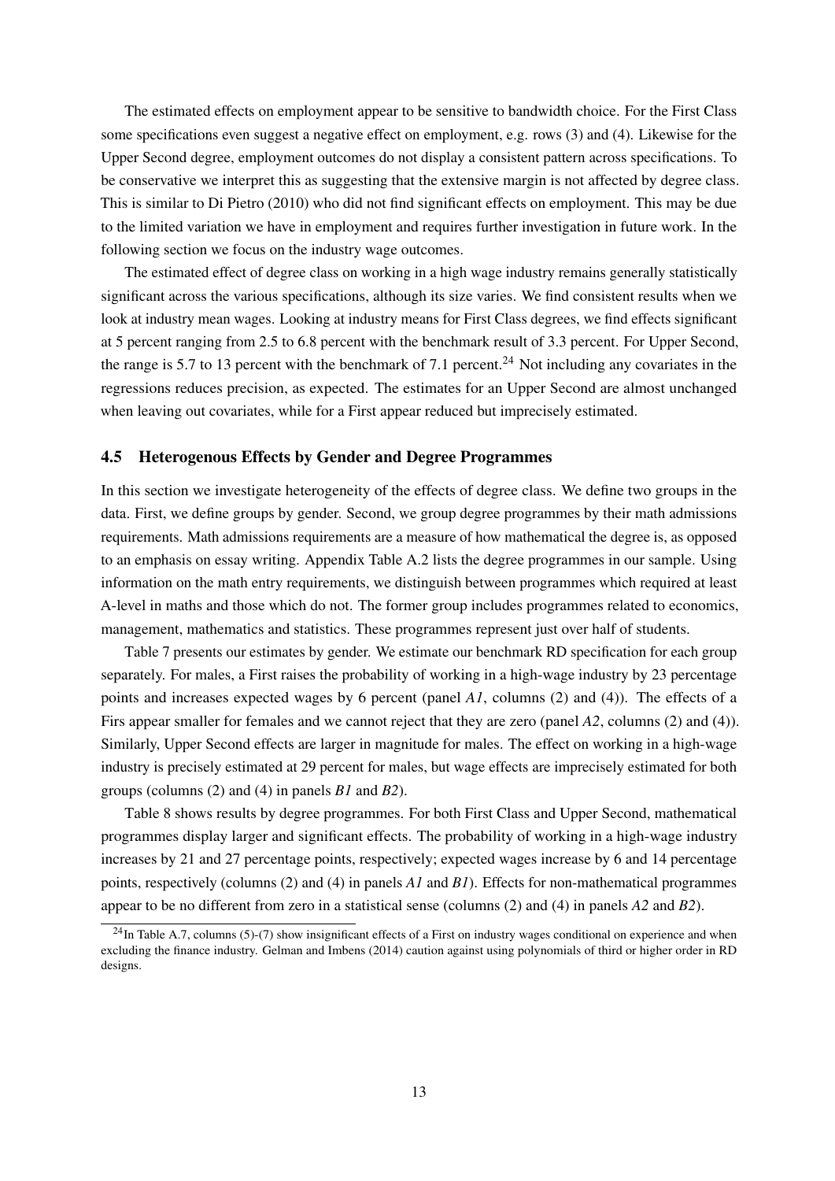The estimated effects on employment appear to be sensitive to bandwidth choice. For the First Class some specifications even suggest a negative effect on employment, e.g. rows (3) and (4). Likewise for the Upper Second degree, employment outcomes do not display a consistent pattern across specifications. To be conservative we interpret this as suggesting that the extensive margin is not affected by degree class. This is similar to Di Pietro (2010) who did not find significant effects on employment. This may be due to the limited variation we have in employment and requires further investigation in future work. In the following section we focus on the industry wage outcomes.

The estimated effect of degree class on working in a high wage industry remains generally statistically significant across the various specifications, although its size varies. We find consistent results when we look at industry mean wages. Looking at industry means for First Class degrees, we find effects significant at 5 percent ranging from 2.5 to 6.8 percent with the benchmark result of 3.3 percent. For Upper Second, the range is 5.7 to 13 percent with the benchmark of 7.1 percent.[24] Not including any covariates in the regressions reduces precision, as expected. The estimates for an Upper Second are almost unchanged when leaving out covariates, while for a First appear reduced but imprecisely estimated.

### 4.5 Heterogenous Effects by Gender and Degree Programmes

In this section we investigate heterogeneity of the effects of degree class. We define two groups in the data. First, we define groups by gender. Second, we group degree programmes by their math admissions requirements. Math admissions requirements are a measure of how mathematical the degree is, as opposed to an emphasis on essay writing. Appendix Table A.2 lists the degree programmes in our sample. Using information on the math entry requirements, we distinguish between programmes which required at least A-level in maths and those which do not. The former group includes programmes related to economics, management, mathematics and statistics. These programmes represent just over half of students.

Table 7 presents our estimates by gender. We estimate our benchmark RD specification for each group separately. For males, a First raises the probability of working in a high-wage industry by 23 percentage points and increases expected wages by 6 percent (panel *A1*, columns (2) and (4)). The effects of a Firs appear smaller for females and we cannot reject that they are zero (panel *A2*, columns (2) and (4)). Similarly, Upper Second effects are larger in magnitude for males. The effect on working in a high-wage industry is precisely estimated at 29 percent for males, but wage effects are imprecisely estimated for both groups (columns (2) and (4) in panels *B1* and *B2*).

Table 8 shows results by degree programmes. For both First Class and Upper Second, mathematical programmes display larger and significant effects. The probability of working in a high-wage industry increases by 21 and 27 percentage points, respectively; expected wages increase by 6 and 14 percentage points, respectively (columns (2) and (4) in panels *A1* and *B1*). Effects for non-mathematical programmes appear to be no different from zero in a statistical sense (columns (2) and (4) in panels *A2* and *B2*).

[24] In Table A.7, columns (5)-(7) show insignificant effects of a First on industry wages conditional on experience and when excluding the finance industry. Gelman and Imbens (2014) caution against using polynomials of third or higher order in RD designs.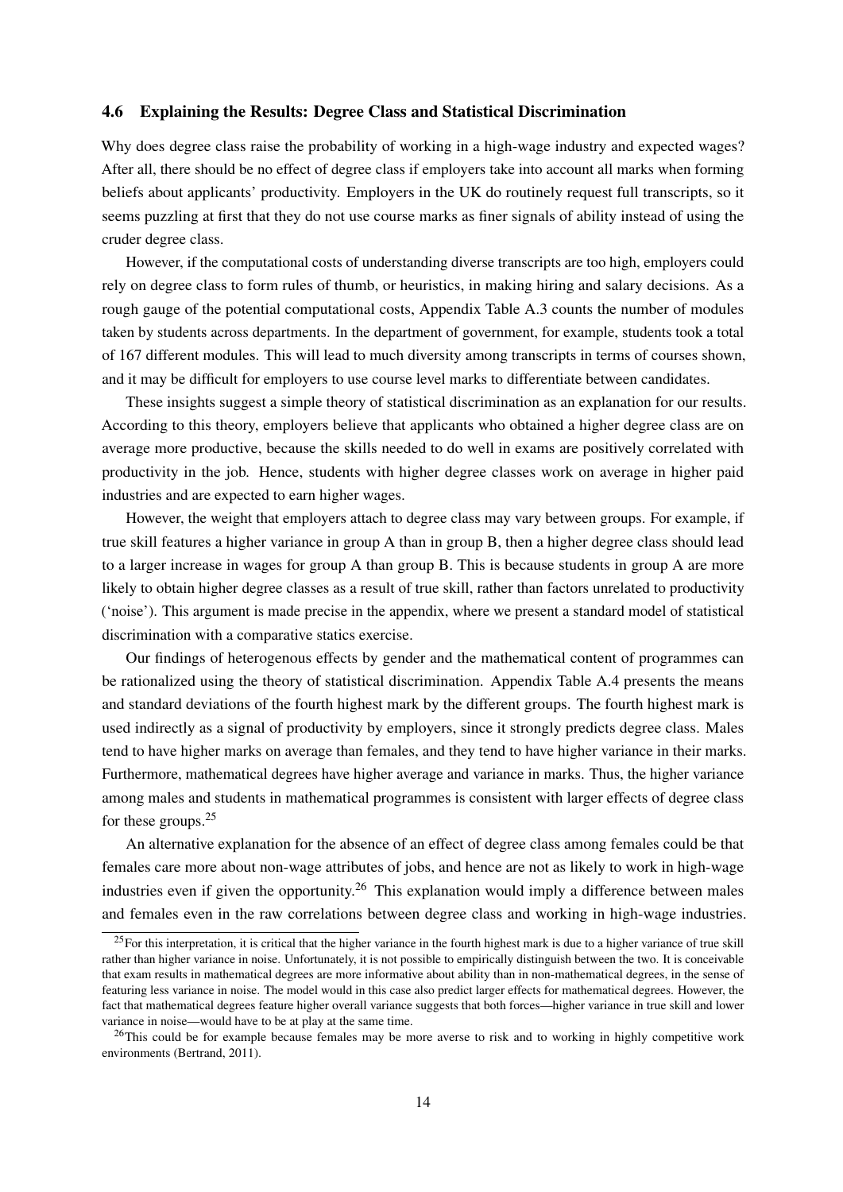### 4.6 Explaining the Results: Degree Class and Statistical Discrimination

Why does degree class raise the probability of working in a high-wage industry and expected wages? After all, there should be no effect of degree class if employers take into account all marks when forming beliefs about applicants' productivity. Employers in the UK do routinely request full transcripts, so it seems puzzling at first that they do not use course marks as finer signals of ability instead of using the cruder degree class.

However, if the computational costs of understanding diverse transcripts are too high, employers could rely on degree class to form rules of thumb, or heuristics, in making hiring and salary decisions. As a rough gauge of the potential computational costs, Appendix Table A.3 counts the number of modules taken by students across departments. In the department of government, for example, students took a total of 167 different modules. This will lead to much diversity among transcripts in terms of courses shown, and it may be difficult for employers to use course level marks to differentiate between candidates.

These insights suggest a simple theory of statistical discrimination as an explanation for our results. According to this theory, employers believe that applicants who obtained a higher degree class are on average more productive, because the skills needed to do well in exams are positively correlated with productivity in the job. Hence, students with higher degree classes work on average in higher paid industries and are expected to earn higher wages.

However, the weight that employers attach to degree class may vary between groups. For example, if true skill features a higher variance in group A than in group B, then a higher degree class should lead to a larger increase in wages for group A than group B. This is because students in group A are more likely to obtain higher degree classes as a result of true skill, rather than factors unrelated to productivity ('noise'). This argument is made precise in the appendix, where we present a standard model of statistical discrimination with a comparative statics exercise.

Our findings of heterogenous effects by gender and the mathematical content of programmes can be rationalized using the theory of statistical discrimination. Appendix Table A.4 presents the means and standard deviations of the fourth highest mark by the different groups. The fourth highest mark is used indirectly as a signal of productivity by employers, since it strongly predicts degree class. Males tend to have higher marks on average than females, and they tend to have higher variance in their marks. Furthermore, mathematical degrees have higher average and variance in marks. Thus, the higher variance among males and students in mathematical programmes is consistent with larger effects of degree class for these groups.[25]

An alternative explanation for the absence of an effect of degree class among females could be that females care more about non-wage attributes of jobs, and hence are not as likely to work in high-wage industries even if given the opportunity.[26] This explanation would imply a difference between males and females even in the raw correlations between degree class and working in high-wage industries.

[25] For this interpretation, it is critical that the higher variance in the fourth highest mark is due to a higher variance of true skill rather than higher variance in noise. Unfortunately, it is not possible to empirically distinguish between the two. It is conceivable that exam results in mathematical degrees are more informative about ability than in non-mathematical degrees, in the sense of featuring less variance in noise. The model would in this case also predict larger effects for mathematical degrees. However, the fact that mathematical degrees feature higher overall variance suggests that both forces—higher variance in true skill and lower variance in noise—would have to be at play at the same time.

[26] This could be for example because females may be more averse to risk and to working in highly competitive work environments (Bertrand, 2011).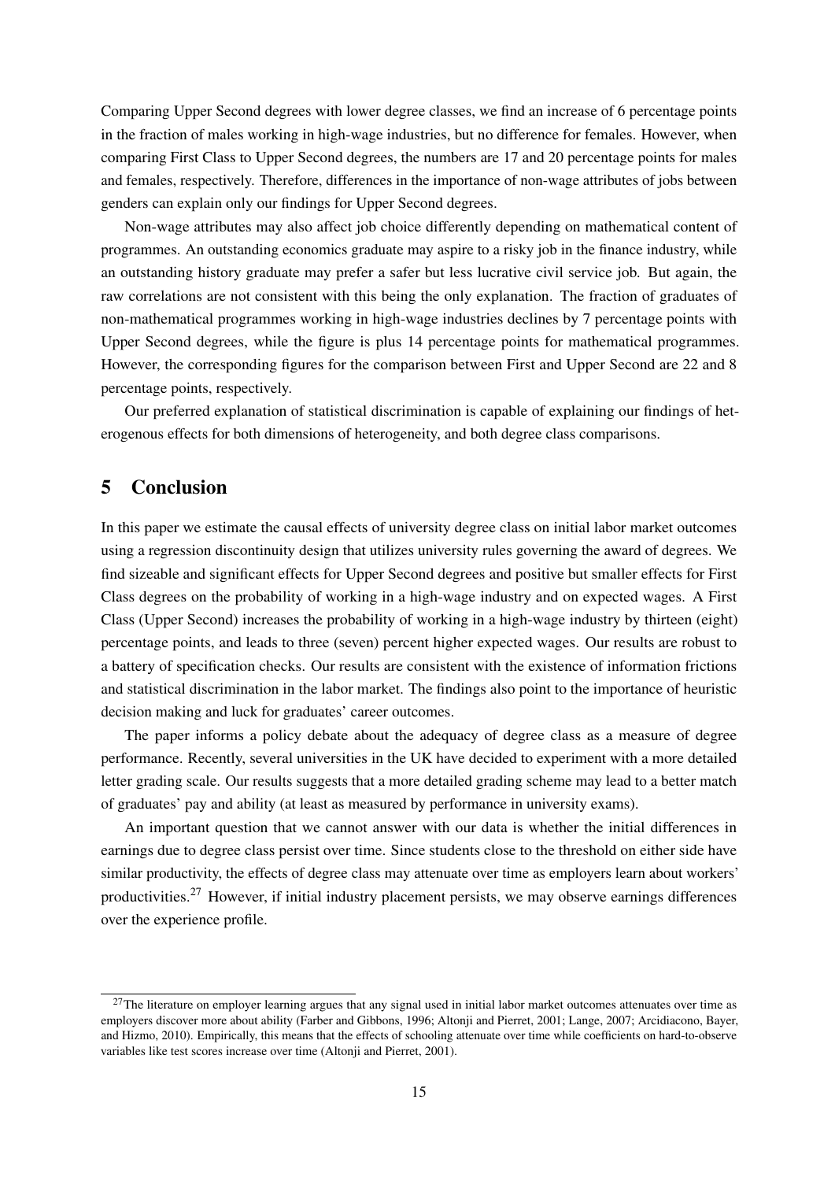Comparing Upper Second degrees with lower degree classes, we find an increase of 6 percentage points in the fraction of males working in high-wage industries, but no difference for females. However, when comparing First Class to Upper Second degrees, the numbers are 17 and 20 percentage points for males and females, respectively. Therefore, differences in the importance of non-wage attributes of jobs between genders can explain only our findings for Upper Second degrees.

Non-wage attributes may also affect job choice differently depending on mathematical content of programmes. An outstanding economics graduate may aspire to a risky job in the finance industry, while an outstanding history graduate may prefer a safer but less lucrative civil service job. But again, the raw correlations are not consistent with this being the only explanation. The fraction of graduates of non-mathematical programmes working in high-wage industries declines by 7 percentage points with Upper Second degrees, while the figure is plus 14 percentage points for mathematical programmes. However, the corresponding figures for the comparison between First and Upper Second are 22 and 8 percentage points, respectively.

Our preferred explanation of statistical discrimination is capable of explaining our findings of heterogenous effects for both dimensions of heterogeneity, and both degree class comparisons.

## 5 Conclusion

In this paper we estimate the causal effects of university degree class on initial labor market outcomes using a regression discontinuity design that utilizes university rules governing the award of degrees. We find sizeable and significant effects for Upper Second degrees and positive but smaller effects for First Class degrees on the probability of working in a high-wage industry and on expected wages. A First Class (Upper Second) increases the probability of working in a high-wage industry by thirteen (eight) percentage points, and leads to three (seven) percent higher expected wages. Our results are robust to a battery of specification checks. Our results are consistent with the existence of information frictions and statistical discrimination in the labor market. The findings also point to the importance of heuristic decision making and luck for graduates' career outcomes.

The paper informs a policy debate about the adequacy of degree class as a measure of degree performance. Recently, several universities in the UK have decided to experiment with a more detailed letter grading scale. Our results suggests that a more detailed grading scheme may lead to a better match of graduates' pay and ability (at least as measured by performance in university exams).

An important question that we cannot answer with our data is whether the initial differences in earnings due to degree class persist over time. Since students close to the threshold on either side have similar productivity, the effects of degree class may attenuate over time as employers learn about workers' productivities.[27] However, if initial industry placement persists, we may observe earnings differences over the experience profile.

[27] The literature on employer learning argues that any signal used in initial labor market outcomes attenuates over time as employers discover more about ability (Farber and Gibbons, 1996; Altonji and Pierret, 2001; Lange, 2007; Arcidiacono, Bayer, and Hizmo, 2010). Empirically, this means that the effects of schooling attenuate over time while coefficients on hard-to-observe variables like test scores increase over time (Altonji and Pierret, 2001).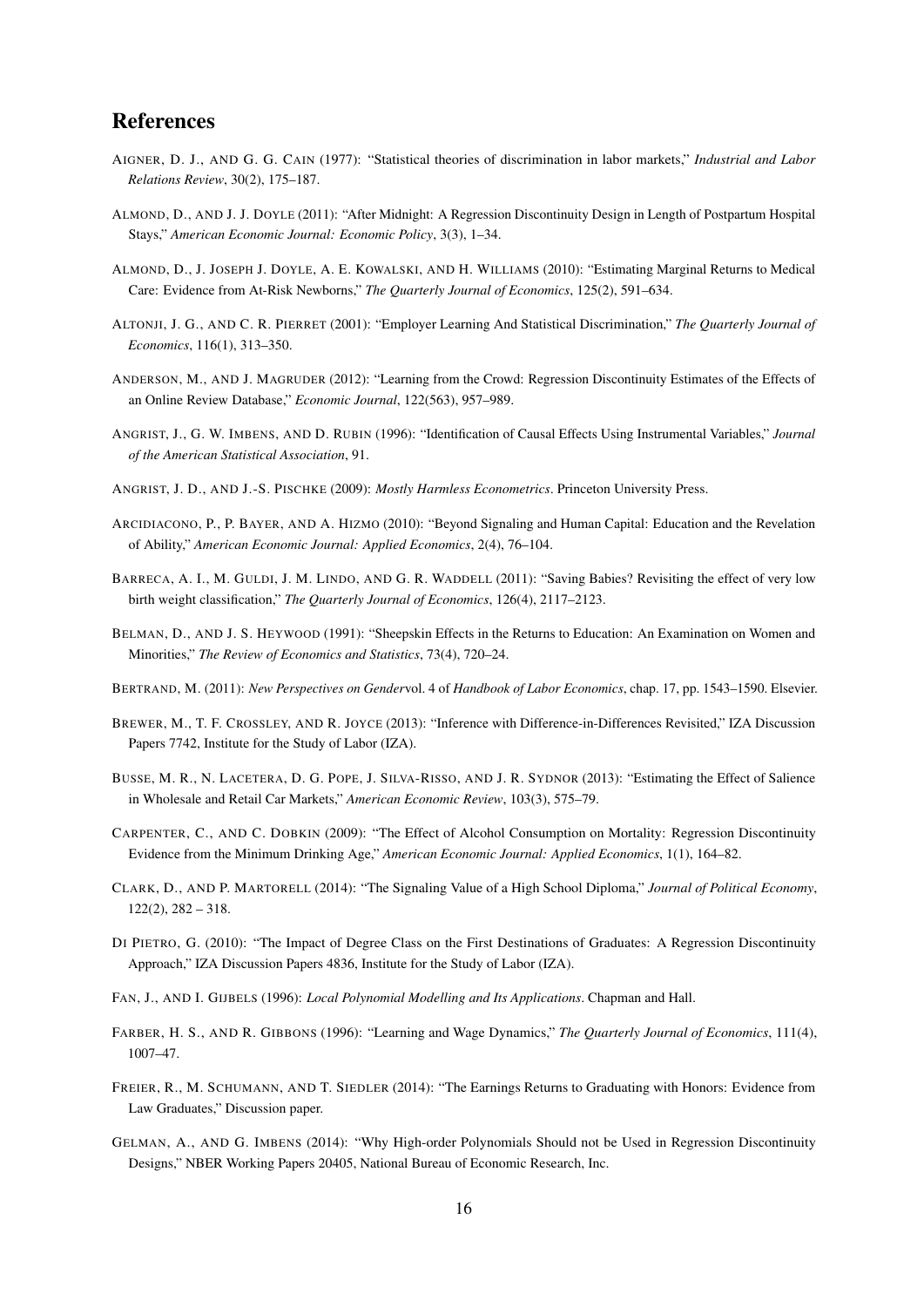# References

AIGNER, D. J., AND G. G. CAIN (1977): "Statistical theories of discrimination in labor markets," *Industrial and Labor Relations Review*, 30(2), 175–187.

ALMOND, D., AND J. J. DOYLE (2011): "After Midnight: A Regression Discontinuity Design in Length of Postpartum Hospital Stays," *American Economic Journal: Economic Policy*, 3(3), 1–34.

ALMOND, D., J. JOSEPH J. DOYLE, A. E. KOWALSKI, AND H. WILLIAMS (2010): "Estimating Marginal Returns to Medical Care: Evidence from At-Risk Newborns," *The Quarterly Journal of Economics*, 125(2), 591–634.

ALTONJI, J. G., AND C. R. PIERRET (2001): "Employer Learning And Statistical Discrimination," *The Quarterly Journal of Economics*, 116(1), 313–350.

ANDERSON, M., AND J. MAGRUDER (2012): "Learning from the Crowd: Regression Discontinuity Estimates of the Effects of an Online Review Database," *Economic Journal*, 122(563), 957–989.

ANGRIST, J., G. W. IMBENS, AND D. RUBIN (1996): "Identification of Causal Effects Using Instrumental Variables," *Journal of the American Statistical Association*, 91.

ANGRIST, J. D., AND J.-S. PISCHKE (2009): *Mostly Harmless Econometrics*. Princeton University Press.

ARCIDIACONO, P., P. BAYER, AND A. HIZMO (2010): "Beyond Signaling and Human Capital: Education and the Revelation of Ability," *American Economic Journal: Applied Economics*, 2(4), 76–104.

BARRECA, A. I., M. GULDI, J. M. LINDO, AND G. R. WADDELL (2011): "Saving Babies? Revisiting the effect of very low birth weight classification," *The Quarterly Journal of Economics*, 126(4), 2117–2123.

BELMAN, D., AND J. S. HEYWOOD (1991): "Sheepskin Effects in the Returns to Education: An Examination on Women and Minorities," *The Review of Economics and Statistics*, 73(4), 720–24.

BERTRAND, M. (2011): *New Perspectives on Gender*vol. 4 of *Handbook of Labor Economics*, chap. 17, pp. 1543–1590. Elsevier.

BREWER, M., T. F. CROSSLEY, AND R. JOYCE (2013): "Inference with Difference-in-Differences Revisited," IZA Discussion Papers 7742, Institute for the Study of Labor (IZA).

BUSSE, M. R., N. LACETERA, D. G. POPE, J. SILVA-RISSO, AND J. R. SYDNOR (2013): "Estimating the Effect of Salience in Wholesale and Retail Car Markets," *American Economic Review*, 103(3), 575–79.

CARPENTER, C., AND C. DOBKIN (2009): "The Effect of Alcohol Consumption on Mortality: Regression Discontinuity Evidence from the Minimum Drinking Age," *American Economic Journal: Applied Economics*, 1(1), 164–82.

CLARK, D., AND P. MARTORELL (2014): "The Signaling Value of a High School Diploma," *Journal of Political Economy*, 122(2), 282 – 318.

DI PIETRO, G. (2010): "The Impact of Degree Class on the First Destinations of Graduates: A Regression Discontinuity Approach," IZA Discussion Papers 4836, Institute for the Study of Labor (IZA).

FAN, J., AND I. GIJBELS (1996): *Local Polynomial Modelling and Its Applications*. Chapman and Hall.

FARBER, H. S., AND R. GIBBONS (1996): "Learning and Wage Dynamics," *The Quarterly Journal of Economics*, 111(4), 1007–47.

FREIER, R., M. SCHUMANN, AND T. SIEDLER (2014): "The Earnings Returns to Graduating with Honors: Evidence from Law Graduates," Discussion paper.

GELMAN, A., AND G. IMBENS (2014): "Why High-order Polynomials Should not be Used in Regression Discontinuity Designs," NBER Working Papers 20405, National Bureau of Economic Research, Inc.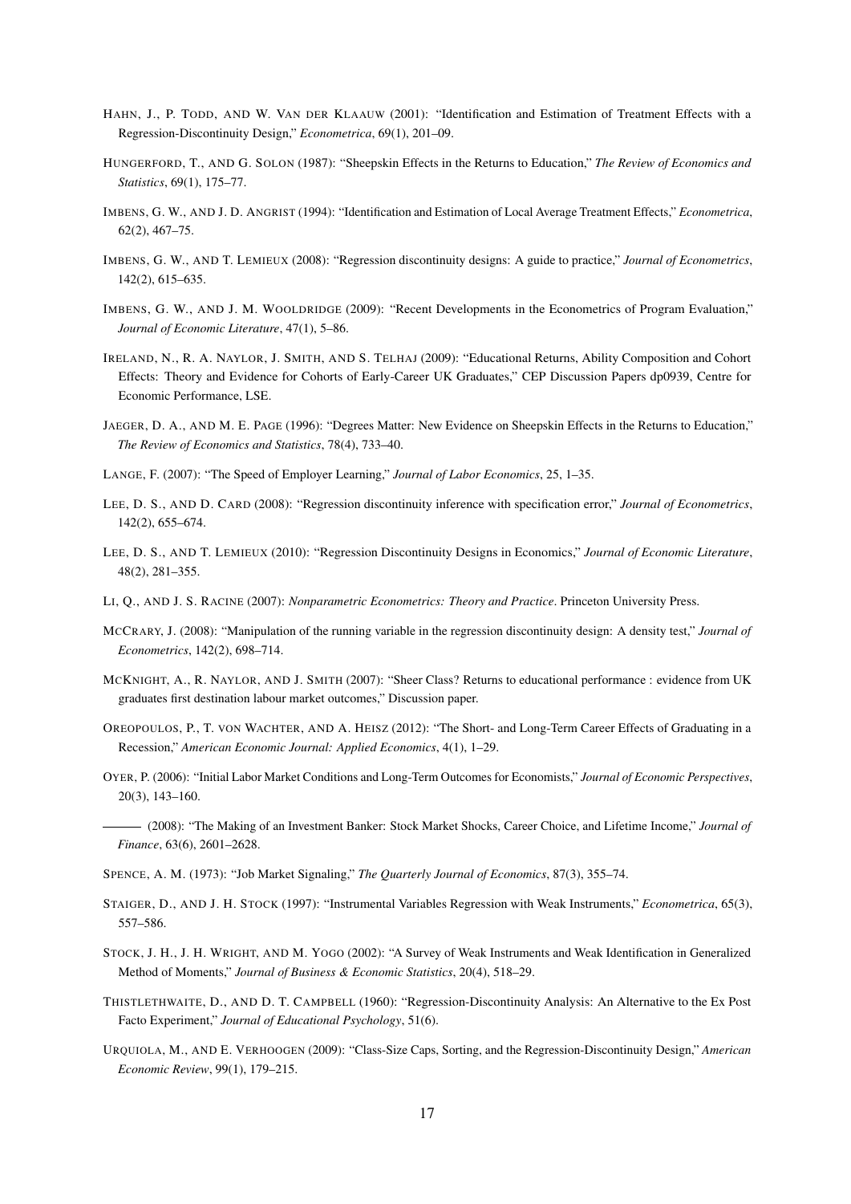HAHN, J., P. TODD, AND W. VAN DER KLAAUW (2001): "Identification and Estimation of Treatment Effects with a Regression-Discontinuity Design," *Econometrica*, 69(1), 201–09.

HUNGERFORD, T., AND G. SOLON (1987): "Sheepskin Effects in the Returns to Education," *The Review of Economics and Statistics*, 69(1), 175–77.

IMBENS, G. W., AND J. D. ANGRIST (1994): "Identification and Estimation of Local Average Treatment Effects," *Econometrica*, 62(2), 467–75.

IMBENS, G. W., AND T. LEMIEUX (2008): "Regression discontinuity designs: A guide to practice," *Journal of Econometrics*, 142(2), 615–635.

IMBENS, G. W., AND J. M. WOOLDRIDGE (2009): "Recent Developments in the Econometrics of Program Evaluation," *Journal of Economic Literature*, 47(1), 5–86.

IRELAND, N., R. A. NAYLOR, J. SMITH, AND S. TELHAJ (2009): "Educational Returns, Ability Composition and Cohort Effects: Theory and Evidence for Cohorts of Early-Career UK Graduates," CEP Discussion Papers dp0939, Centre for Economic Performance, LSE.

JAEGER, D. A., AND M. E. PAGE (1996): "Degrees Matter: New Evidence on Sheepskin Effects in the Returns to Education," *The Review of Economics and Statistics*, 78(4), 733–40.

LANGE, F. (2007): "The Speed of Employer Learning," *Journal of Labor Economics*, 25, 1–35.

LEE, D. S., AND D. CARD (2008): "Regression discontinuity inference with specification error," *Journal of Econometrics*, 142(2), 655–674.

LEE, D. S., AND T. LEMIEUX (2010): "Regression Discontinuity Designs in Economics," *Journal of Economic Literature*, 48(2), 281–355.

LI, Q., AND J. S. RACINE (2007): *Nonparametric Econometrics: Theory and Practice*. Princeton University Press.

MCCRARY, J. (2008): "Manipulation of the running variable in the regression discontinuity design: A density test," *Journal of Econometrics*, 142(2), 698–714.

MCKNIGHT, A., R. NAYLOR, AND J. SMITH (2007): "Sheer Class? Returns to educational performance : evidence from UK graduates first destination labour market outcomes," Discussion paper.

OREOPOULOS, P., T. VON WACHTER, AND A. HEISZ (2012): "The Short- and Long-Term Career Effects of Graduating in a Recession," *American Economic Journal: Applied Economics*, 4(1), 1–29.

OYER, P. (2006): "Initial Labor Market Conditions and Long-Term Outcomes for Economists," *Journal of Economic Perspectives*, 20(3), 143–160.

——— (2008): "The Making of an Investment Banker: Stock Market Shocks, Career Choice, and Lifetime Income," *Journal of Finance*, 63(6), 2601–2628.

SPENCE, A. M. (1973): "Job Market Signaling," *The Quarterly Journal of Economics*, 87(3), 355–74.

STAIGER, D., AND J. H. STOCK (1997): "Instrumental Variables Regression with Weak Instruments," *Econometrica*, 65(3), 557–586.

STOCK, J. H., J. H. WRIGHT, AND M. YOGO (2002): "A Survey of Weak Instruments and Weak Identification in Generalized Method of Moments," *Journal of Business & Economic Statistics*, 20(4), 518–29.

THISTLETHWAITE, D., AND D. T. CAMPBELL (1960): "Regression-Discontinuity Analysis: An Alternative to the Ex Post Facto Experiment," *Journal of Educational Psychology*, 51(6).

URQUIOLA, M., AND E. VERHOOGEN (2009): "Class-Size Caps, Sorting, and the Regression-Discontinuity Design," *American Economic Review*, 99(1), 179–215.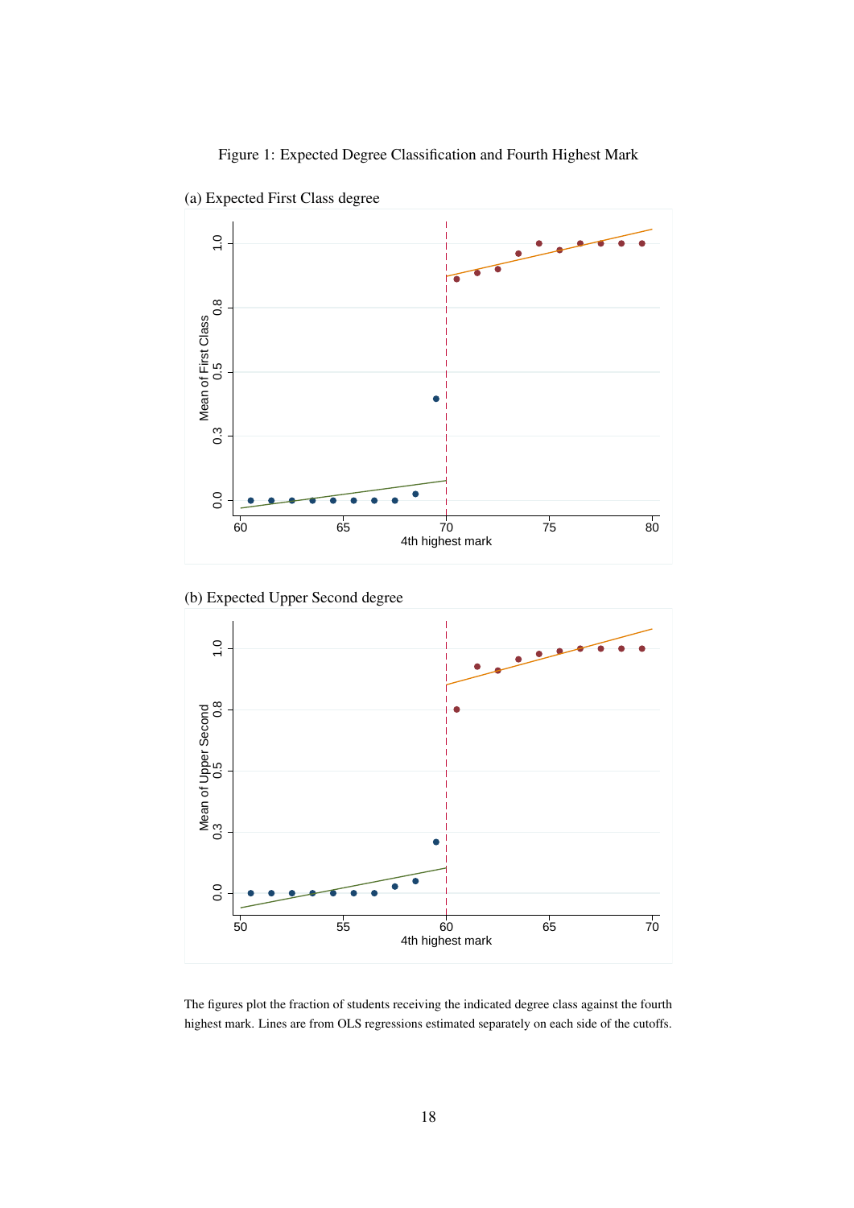Figure 1: Expected Degree Classification and Fourth Highest Mark

(a) Expected First Class degree

(b) Expected Upper Second degree

The figures plot the fraction of students receiving the indicated degree class against the fourth highest mark. Lines are from OLS regressions estimated separately on each side of the cutoffs.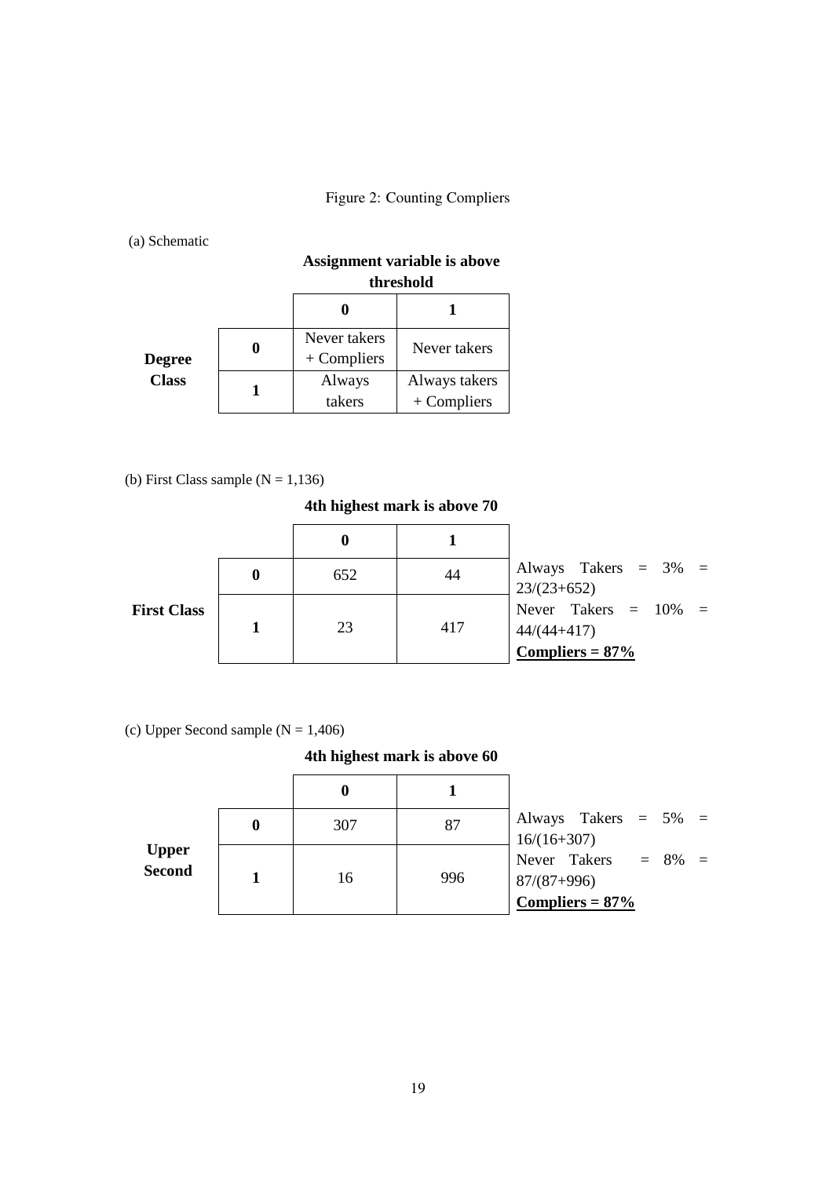Figure 2: Counting Compliers

(a) Schematic

| | | Assignment variable is above threshold | |
|---|---|---|---|
| | | **0** | **1** |
| **Degree Class** | **0** | Never takers + Compliers | Never takers |
| | **1** | Always takers | Always takers + Compliers |

(b) First Class sample (N = 1,136)

| | | 4th highest mark is above 70 | |
|---|---|---|---|
| | | **0** | **1** |
| **First Class** | **0** | 652 | 44 |
| | **1** | 23 | 417 |

Always Takers = 3% = 23/(23+652)
Never Takers = 10% = 44/(44+417)
**Compliers = 87%**

(c) Upper Second sample (N = 1,406)

| | | 4th highest mark is above 60 | |
|---|---|---|---|
| | | **0** | **1** |
| **Upper Second** | **0** | 307 | 87 |
| | **1** | 16 | 996 |

Always Takers = 5% = 16/(16+307)
Never Takers = 8% = 87/(87+996)
**Compliers = 87%**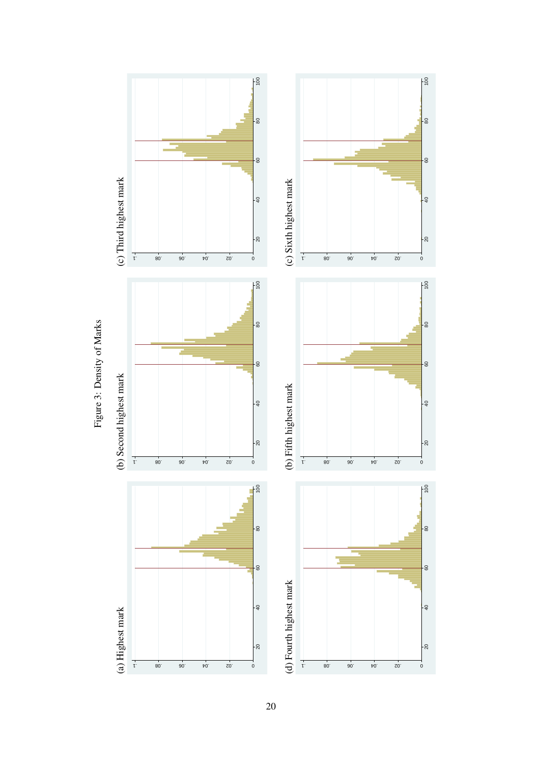Figure 3: Density of Marks

(a) Highest mark

(b) Second highest mark

(c) Third highest mark

(d) Fourth highest mark

(b) Fifth highest mark

(c) Sixth highest mark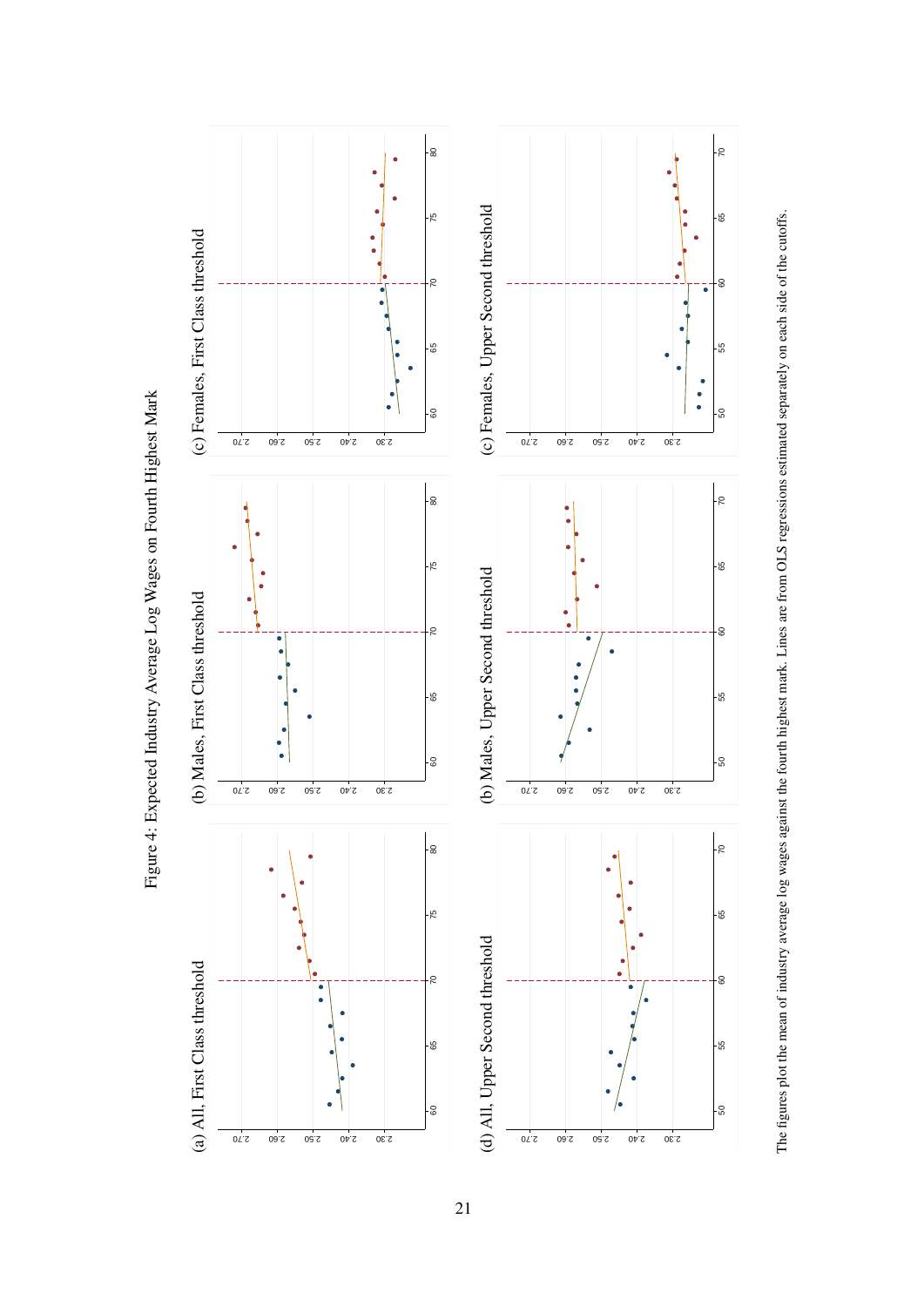Figure 4: Expected Industry Average Log Wages on Fourth Highest Mark

(a) All, First Class threshold

(b) Males, First Class threshold

(c) Females, First Class threshold

(d) All, Upper Second threshold

(b) Males, Upper Second threshold

(c) Females, Upper Second threshold

The figures plot the mean of industry average log wages against the fourth highest mark. Lines are from OLS regressions estimated separately on each side of the cutoffs.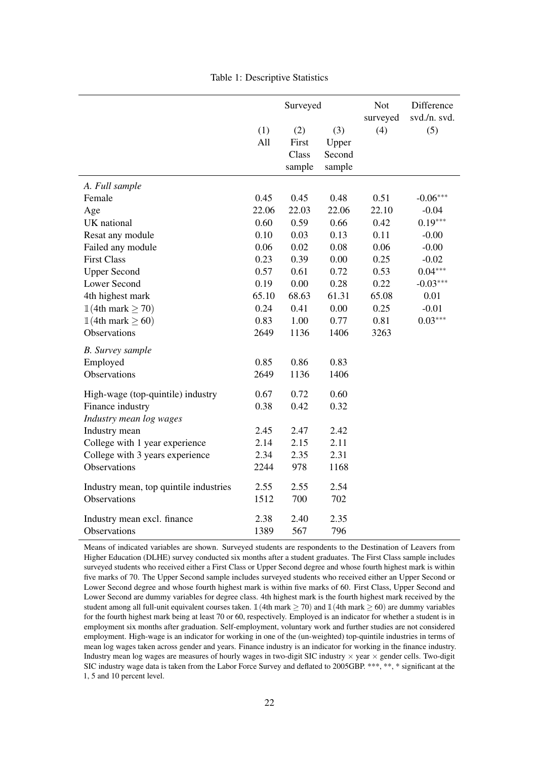Table 1: Descriptive Statistics

| | Surveyed | | | Not surveyed | Difference svd./n. svd. |
|---|---|---|---|---|---|
| | (1) All | (2) First Class sample | (3) Upper Second sample | (4) | (5) |
| *A. Full sample* | | | | | |
| Female | 0.45 | 0.45 | 0.48 | 0.51 | -0.06*** |
| Age | 22.06 | 22.03 | 22.06 | 22.10 | -0.04 |
| UK national | 0.60 | 0.59 | 0.66 | 0.42 | 0.19*** |
| Resat any module | 0.10 | 0.03 | 0.13 | 0.11 | -0.00 |
| Failed any module | 0.06 | 0.02 | 0.08 | 0.06 | -0.00 |
| First Class | 0.23 | 0.39 | 0.00 | 0.25 | -0.02 |
| Upper Second | 0.57 | 0.61 | 0.72 | 0.53 | 0.04*** |
| Lower Second | 0.19 | 0.00 | 0.28 | 0.22 | -0.03*** |
| 4th highest mark | 65.10 | 68.63 | 61.31 | 65.08 | 0.01 |
| $\mathbb{1}(\text{4th mark} \geq 70)$ | 0.24 | 0.41 | 0.00 | 0.25 | -0.01 |
| $\mathbb{1}(\text{4th mark} \geq 60)$ | 0.83 | 1.00 | 0.77 | 0.81 | 0.03*** |
| Observations | 2649 | 1136 | 1406 | 3263 | |
| *B. Survey sample* | | | | | |
| Employed | 0.85 | 0.86 | 0.83 | | |
| Observations | 2649 | 1136 | 1406 | | |
| High-wage (top-quintile) industry | 0.67 | 0.72 | 0.60 | | |
| Finance industry | 0.38 | 0.42 | 0.32 | | |
| *Industry mean log wages* | | | | | |
| Industry mean | 2.45 | 2.47 | 2.42 | | |
| College with 1 year experience | 2.14 | 2.15 | 2.11 | | |
| College with 3 years experience | 2.34 | 2.35 | 2.31 | | |
| Observations | 2244 | 978 | 1168 | | |
| Industry mean, top quintile industries | 2.55 | 2.55 | 2.54 | | |
| Observations | 1512 | 700 | 702 | | |
| Industry mean excl. finance | 2.38 | 2.40 | 2.35 | | |
| Observations | 1389 | 567 | 796 | | |

Means of indicated variables are shown. Surveyed students are respondents to the Destination of Leavers from Higher Education (DLHE) survey conducted six months after a student graduates. The First Class sample includes surveyed students who received either a First Class or Upper Second degree and whose fourth highest mark is within five marks of 70. The Upper Second sample includes surveyed students who received either an Upper Second or Lower Second degree and whose fourth highest mark is within five marks of 60. First Class, Upper Second and Lower Second are dummy variables for degree class. 4th highest mark is the fourth highest mark received by the student among all full-unit equivalent courses taken. $\mathbb{1}(\text{4th mark} \geq 70)$ and $\mathbb{1}(\text{4th mark} \geq 60)$ are dummy variables for the fourth highest mark being at least 70 or 60, respectively. Employed is an indicator for whether a student is in employment six months after graduation. Self-employment, voluntary work and further studies are not considered employment. High-wage is an indicator for working in one of the (un-weighted) top-quintile industries in terms of mean log wages taken across gender and years. Finance industry is an indicator for working in the finance industry. Industry mean log wages are measures of hourly wages in two-digit SIC industry × year × gender cells. Two-digit SIC industry wage data is taken from the Labor Force Survey and deflated to 2005GBP. ***, **, * significant at the 1, 5 and 10 percent level.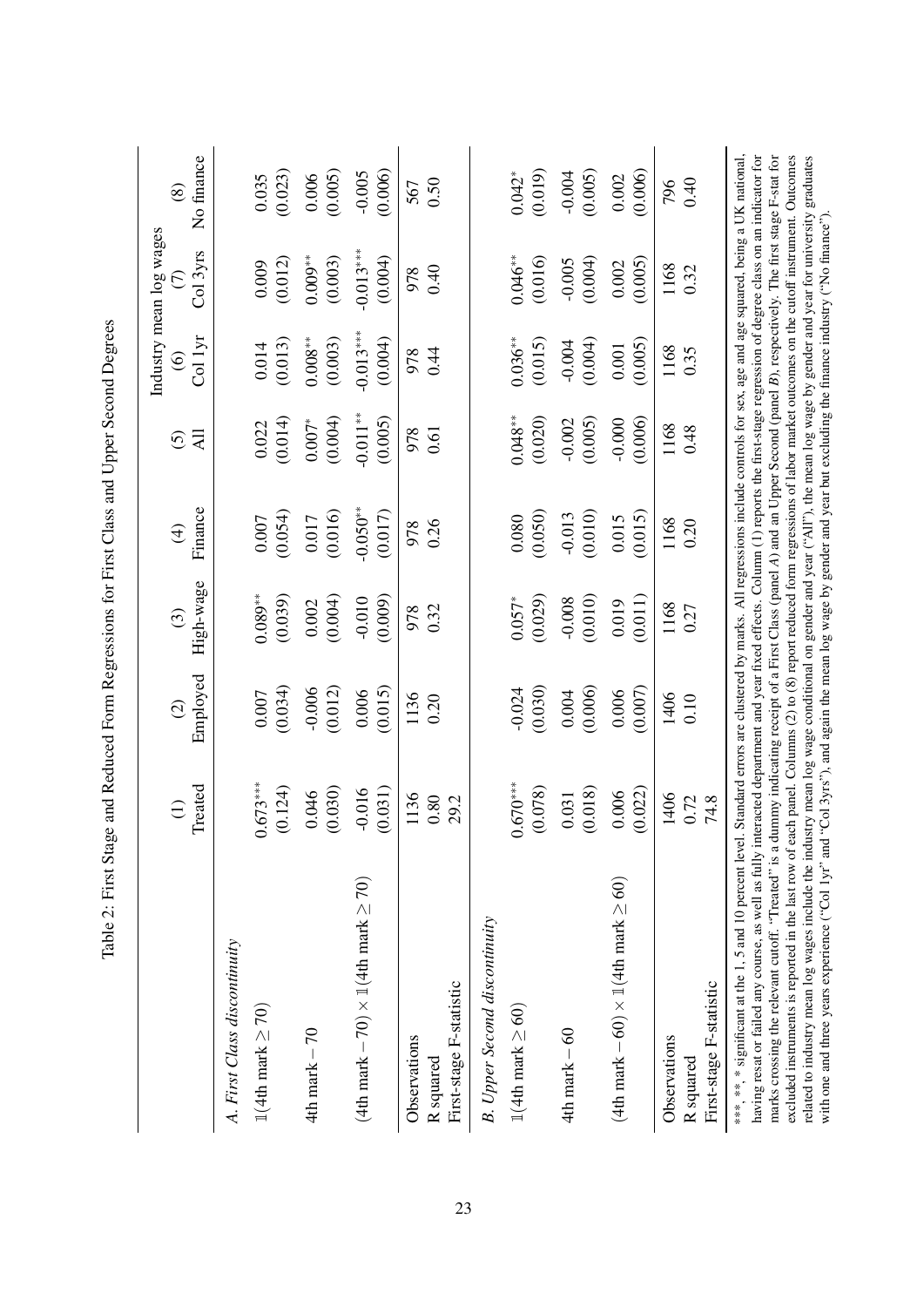Table 2: First Stage and Reduced Form Regressions for First Class and Upper Second Degrees

| | (1) | (2) | (3) | (4) | (5) | (6) | (7) | (8) |
|---|---|---|---|---|---|---|---|---|
| | | | | | Industry mean log wages | | | |
| | Treated | Employed | High-wage | Finance | All | Col 1yr | Col 3yrs | No finance |
| *A. First Class discontinuity* | | | | | | | | |
| $\mathbb{1}(\text{4th mark} \geq 70)$ | 0.673*** | 0.007 | 0.089** | 0.007 | 0.022 | 0.014 | 0.009 | 0.035 |
| | (0.124) | (0.034) | (0.039) | (0.054) | (0.014) | (0.013) | (0.012) | (0.023) |
| $\text{4th mark} - 70$ | 0.046 | -0.006 | 0.002 | 0.017 | 0.007* | 0.008** | 0.009** | 0.006 |
| | (0.030) | (0.012) | (0.004) | (0.016) | (0.004) | (0.003) | (0.003) | (0.005) |
| $(\text{4th mark} - 70) \times \mathbb{1}(\text{4th mark} \geq 70)$ | -0.016 | 0.006 | -0.010 | -0.050** | -0.011** | -0.013*** | -0.013*** | -0.005 |
| | (0.031) | (0.015) | (0.009) | (0.017) | (0.005) | (0.004) | (0.004) | (0.006) |
| Observations | 1136 | 1136 | 978 | 978 | 978 | 978 | 978 | 567 |
| R squared | 0.80 | 0.20 | 0.32 | 0.26 | 0.61 | 0.44 | 0.40 | 0.50 |
| First-stage F-statistic | 29.2 | | | | | | | |
| *B. Upper Second discontinuity* | | | | | | | | |
| $\mathbb{1}(\text{4th mark} \geq 60)$ | 0.670*** | -0.024 | 0.057* | 0.080 | 0.048** | 0.036** | 0.046** | 0.042* |
| | (0.078) | (0.030) | (0.029) | (0.050) | (0.020) | (0.015) | (0.016) | (0.019) |
| $\text{4th mark} - 60$ | 0.031 | 0.004 | -0.008 | -0.013 | -0.002 | -0.004 | -0.005 | -0.004 |
| | (0.018) | (0.006) | (0.010) | (0.010) | (0.005) | (0.004) | (0.004) | (0.005) |
| $(\text{4th mark} - 60) \times \mathbb{1}(\text{4th mark} \geq 60)$ | 0.006 | 0.006 | 0.019 | 0.015 | -0.000 | 0.001 | 0.002 | 0.002 |
| | (0.022) | (0.007) | (0.011) | (0.015) | (0.006) | (0.005) | (0.005) | (0.006) |
| Observations | 1406 | 1406 | 1168 | 1168 | 1168 | 1168 | 1168 | 796 |
| R squared | 0.72 | 0.10 | 0.27 | 0.20 | 0.48 | 0.35 | 0.32 | 0.40 |
| First-stage F-statistic | 74.8 | | | | | | | |

***, **, * significant at the 1, 5 and 10 percent level. Standard errors are clustered by marks. All regressions include controls for sex, age and age squared, being a UK national, having resat or failed any course, as well as fully interacted department and year fixed effects. Column (1) reports the first-stage regression of degree class on an indicator for marks crossing the relevant cutoff. "Treated" is a dummy indicating receipt of a First Class (panel *A*) and an Upper Second (panel *B*), respectively. The first stage F-stat for excluded instruments is reported in the last row of each panel. Columns (2) to (8) report reduced form regressions of labor market outcomes on the cutoff instrument. Outcomes related to industry mean log wages include the industry mean log wage conditional on gender and year ("All"), the mean log wage by gender and year for university graduates with one and three years experience ("Col 1yr" and "Col 3yrs"), and again the mean log wage by gender and year but excluding the finance industry ("No finance").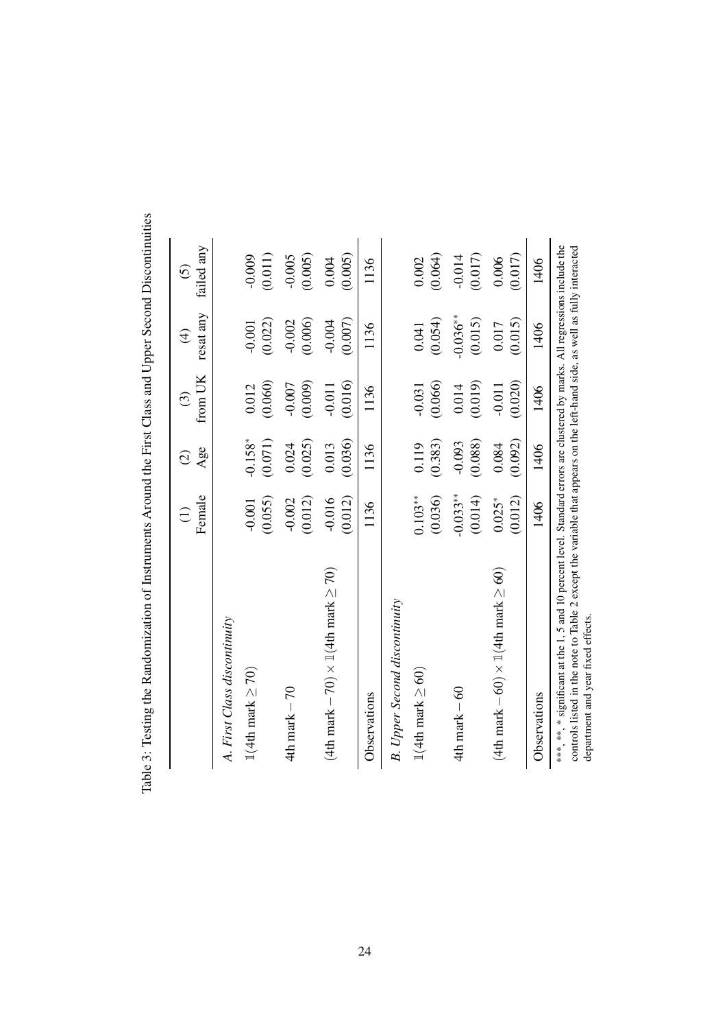Table 3: Testing the Randomization of Instruments Around the First Class and Upper Second Discontinuities

| | (1) Female | (2) Age | (3) from UK | (4) resat any | (5) failed any |
|---|---|---|---|---|---|
| *A. First Class discontinuity* | | | | | |
| $\mathbb{1}(\text{4th mark} \geq 70)$ | -0.001 | -0.158* | 0.012 | -0.001 | -0.009 |
| | (0.055) | (0.071) | (0.060) | (0.022) | (0.011) |
| $\text{4th mark} - 70$ | -0.002 | 0.024 | -0.007 | -0.002 | -0.005 |
| | (0.012) | (0.025) | (0.009) | (0.006) | (0.005) |
| $(\text{4th mark} - 70) \times \mathbb{1}(\text{4th mark} \geq 70)$ | -0.016 | 0.013 | -0.011 | -0.004 | 0.004 |
| | (0.012) | (0.036) | (0.016) | (0.007) | (0.005) |
| Observations | 1136 | 1136 | 1136 | 1136 | 1136 |
| *B. Upper Second discontinuity* | | | | | |
| $\mathbb{1}(\text{4th mark} \geq 60)$ | 0.103** | 0.119 | -0.031 | 0.041 | 0.002 |
| | (0.036) | (0.383) | (0.066) | (0.054) | (0.064) |
| $\text{4th mark} - 60$ | -0.033** | -0.093 | 0.014 | -0.036** | -0.014 |
| | (0.014) | (0.088) | (0.019) | (0.015) | (0.017) |
| $(\text{4th mark} - 60) \times \mathbb{1}(\text{4th mark} \geq 60)$ | 0.025* | 0.084 | -0.011 | 0.017 | 0.006 |
| | (0.012) | (0.092) | (0.020) | (0.015) | (0.017) |
| Observations | 1406 | 1406 | 1406 | 1406 | 1406 |

***, **, * significant at the 1, 5 and 10 percent level. Standard errors are clustered by marks. All regressions include the controls listed in the note to Table 2 except the variable that appears on the left-hand side, as well as fully interacted department and year fixed effects.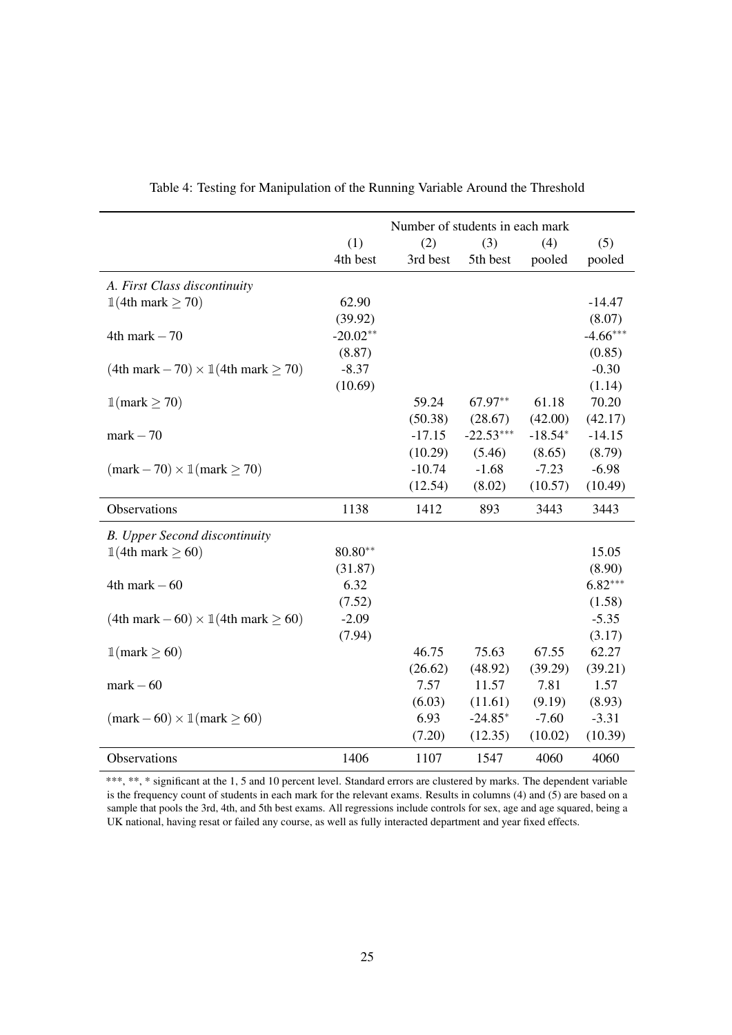Table 4: Testing for Manipulation of the Running Variable Around the Threshold

| | Number of students in each mark | | | | |
|---|---|---|---|---|---|
| | (1) | (2) | (3) | (4) | (5) |
| | 4th best | 3rd best | 5th best | pooled | pooled |
| *A. First Class discontinuity* | | | | | |
| $\mathbb{1}(\text{4th mark} \geq 70)$ | 62.90 | | | | -14.47 |
| | (39.92) | | | | (8.07) |
| $\text{4th mark} - 70$ | -20.02$^{**}$ | | | | -4.66$^{***}$ |
| | (8.87) | | | | (0.85) |
| $(\text{4th mark} - 70) \times \mathbb{1}(\text{4th mark} \geq 70)$ | -8.37 | | | | -0.30 |
| | (10.69) | | | | (1.14) |
| $\mathbb{1}(\text{mark} \geq 70)$ | | 59.24 | 67.97$^{**}$ | 61.18 | 70.20 |
| | | (50.38) | (28.67) | (42.00) | (42.17) |
| $\text{mark} - 70$ | | -17.15 | -22.53$^{***}$ | -18.54$^{*}$ | -14.15 |
| | | (10.29) | (5.46) | (8.65) | (8.79) |
| $(\text{mark} - 70) \times \mathbb{1}(\text{mark} \geq 70)$ | | -10.74 | -1.68 | -7.23 | -6.98 |
| | | (12.54) | (8.02) | (10.57) | (10.49) |
| Observations | 1138 | 1412 | 893 | 3443 | 3443 |
| *B. Upper Second discontinuity* | | | | | |
| $\mathbb{1}(\text{4th mark} \geq 60)$ | 80.80$^{**}$ | | | | 15.05 |
| | (31.87) | | | | (8.90) |
| $\text{4th mark} - 60$ | 6.32 | | | | 6.82$^{***}$ |
| | (7.52) | | | | (1.58) |
| $(\text{4th mark} - 60) \times \mathbb{1}(\text{4th mark} \geq 60)$ | -2.09 | | | | -5.35 |
| | (7.94) | | | | (3.17) |
| $\mathbb{1}(\text{mark} \geq 60)$ | | 46.75 | 75.63 | 67.55 | 62.27 |
| | | (26.62) | (48.92) | (39.29) | (39.21) |
| $\text{mark} - 60$ | | 7.57 | 11.57 | 7.81 | 1.57 |
| | | (6.03) | (11.61) | (9.19) | (8.93) |
| $(\text{mark} - 60) \times \mathbb{1}(\text{mark} \geq 60)$ | | 6.93 | -24.85$^{*}$ | -7.60 | -3.31 |
| | | (7.20) | (12.35) | (10.02) | (10.39) |
| Observations | 1406 | 1107 | 1547 | 4060 | 4060 |

***, **, * significant at the 1, 5 and 10 percent level. Standard errors are clustered by marks. The dependent variable is the frequency count of students in each mark for the relevant exams. Results in columns (4) and (5) are based on a sample that pools the 3rd, 4th, and 5th best exams. All regressions include controls for sex, age and age squared, being a UK national, having resat or failed any course, as well as fully interacted department and year fixed effects.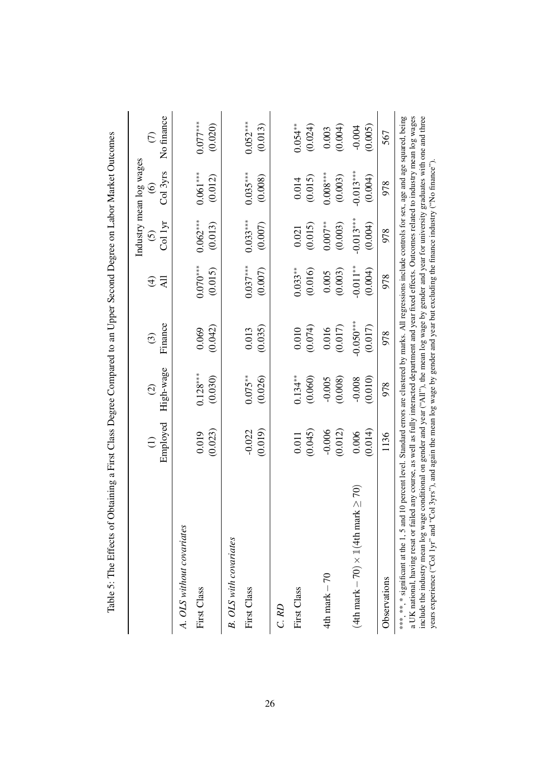Table 5: The Effects of Obtaining a First Class Degree Compared to an Upper Second Degree on Labor Market Outcomes

| | (1) Employed | (2) High-wage | (3) Finance | (4) All | (5) Col 1yr | (6) Col 3yrs | (7) No finance |
|---|---|---|---|---|---|---|---|
| | | | | Industry mean log wages | | | |
| *A. OLS without covariates* | | | | | | | |
| First Class | 0.019 | 0.128*** | 0.069 | 0.070*** | 0.062*** | 0.061*** | 0.077*** |
| | (0.023) | (0.030) | (0.042) | (0.015) | (0.013) | (0.012) | (0.020) |
| *B. OLS with covariates* | | | | | | | |
| First Class | -0.022 | 0.075** | 0.013 | 0.037*** | 0.033*** | 0.035*** | 0.052*** |
| | (0.019) | (0.026) | (0.035) | (0.007) | (0.007) | (0.008) | (0.013) |
| *C. RD* | | | | | | | |
| First Class | 0.011 | 0.134** | 0.010 | 0.033** | 0.021 | 0.014 | 0.054** |
| | (0.045) | (0.060) | (0.074) | (0.016) | (0.015) | (0.015) | (0.024) |
| 4th mark − 70 | -0.006 | -0.005 | 0.016 | 0.005 | 0.007** | 0.008*** | 0.003 |
| | (0.012) | (0.008) | (0.017) | (0.003) | (0.003) | (0.003) | (0.004) |
| $(4\text{th mark} - 70) \times \mathbb{1}(4\text{th mark} \geq 70)$ | 0.006 | -0.008 | -0.050*** | -0.011** | -0.013*** | -0.013*** | -0.004 |
| | (0.014) | (0.010) | (0.017) | (0.004) | (0.004) | (0.004) | (0.005) |
| Observations | 1136 | 978 | 978 | 978 | 978 | 978 | 567 |

***, **, * significant at the 1, 5 and 10 percent level. Standard errors are clustered by marks. All regressions include controls for sex, age and age squared, being a UK national, having resat or failed any course, as well as fully interacted department and year fixed effects. Outcomes related to industry mean log wages include the industry mean log wage conditional on gender and year ("All"), the mean log wage by gender and year for university graduates with one and three years experience ("Col 1yr" and "Col 3yrs"), and again the mean log wage by gender and year but excluding the finance industry ("No finance").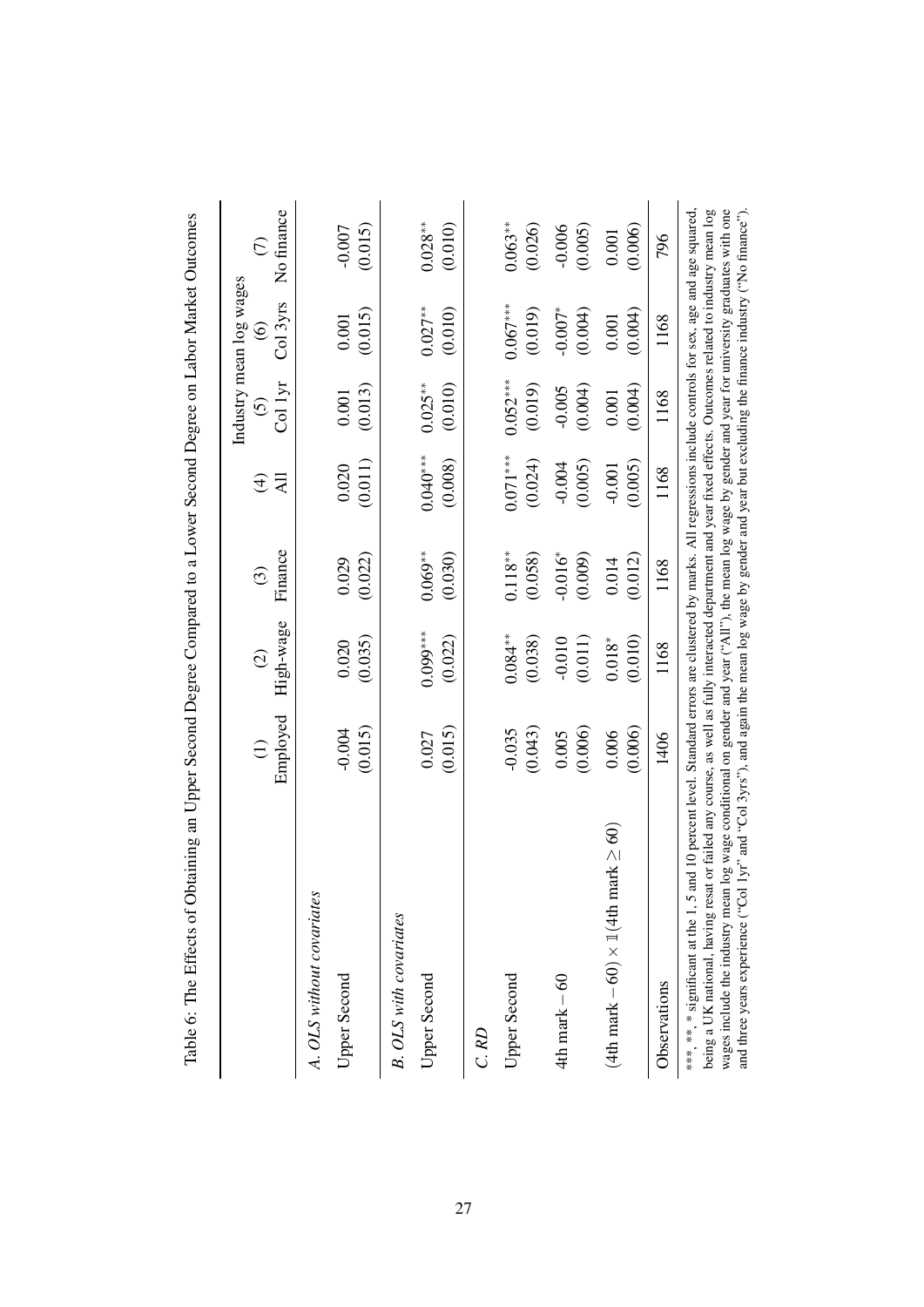Table 6: The Effects of Obtaining an Upper Second Degree Compared to a Lower Second Degree on Labor Market Outcomes

| | (1) | (2) | (3) | Industry mean log wages (4) | (5) | (6) | (7) |
|---|---|---|---|---|---|---|---|
| | Employed | High-wage | Finance | All | Col 1yr | Col 3yrs | No finance |
| *A. OLS without covariates* | | | | | | | |
| Upper Second | -0.004 | 0.020 | 0.029 | 0.020 | 0.001 | 0.001 | -0.007 |
| | (0.015) | (0.035) | (0.022) | (0.011) | (0.013) | (0.015) | (0.015) |
| *B. OLS with covariates* | | | | | | | |
| Upper Second | 0.027 | 0.099*** | 0.069** | 0.040*** | 0.025** | 0.027** | 0.028** |
| | (0.015) | (0.022) | (0.030) | (0.008) | (0.010) | (0.010) | (0.010) |
| *C. RD* | | | | | | | |
| Upper Second | -0.035 | 0.084** | 0.118** | 0.071*** | 0.052*** | 0.067*** | 0.063** |
| | (0.043) | (0.038) | (0.058) | (0.024) | (0.019) | (0.019) | (0.026) |
| 4th mark − 60 | 0.005 | -0.010 | -0.016* | -0.004 | -0.005 | -0.007* | -0.006 |
| | (0.006) | (0.011) | (0.009) | (0.005) | (0.004) | (0.004) | (0.005) |
| $(\text{4th mark} - 60) \times \mathbb{1}(\text{4th mark} \geq 60)$ | 0.006 | 0.018* | 0.014 | -0.001 | 0.001 | 0.001 | 0.001 |
| | (0.006) | (0.010) | (0.012) | (0.005) | (0.004) | (0.004) | (0.006) |
| Observations | 1406 | 1168 | 1168 | 1168 | 1168 | 1168 | 796 |

***, **, * significant at the 1, 5 and 10 percent level. Standard errors are clustered by marks. All regressions include controls for sex, age and age squared, being a UK national, having resat or failed any course, as well as fully interacted department and year fixed effects. Outcomes related to industry mean log wages include the industry mean log wage conditional on gender and year ("All"), the mean log wage by gender and year for university graduates with one and three years experience ("Col 1yr" and "Col 3yrs"), and again the mean log wage by gender and year but excluding the finance industry ("No finance").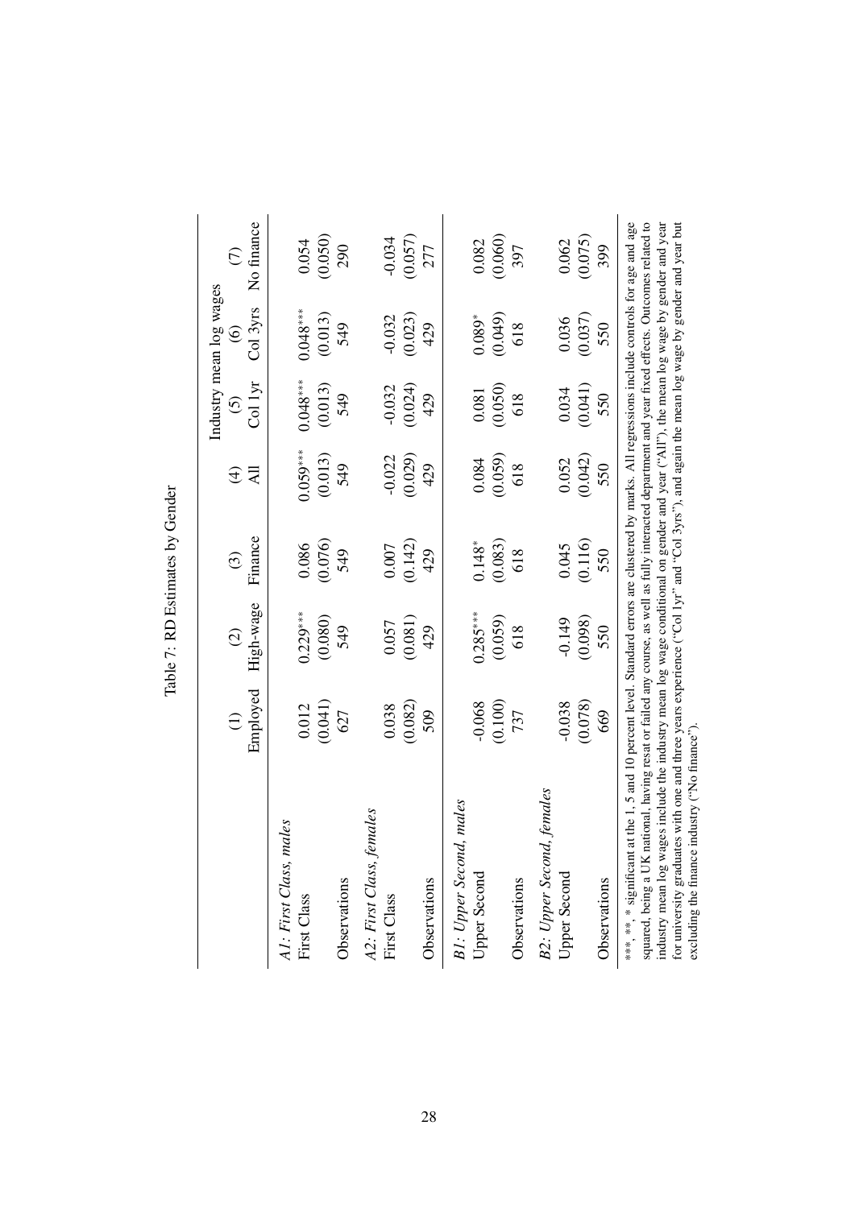Table 7: RD Estimates by Gender

| | (1) | (2) | (3) | (4) | (5) | (6) | (7) |
|---|---|---|---|---|---|---|---|
| | | | | Industry mean log wages | | | |
| | Employed | High-wage | Finance | All | Col 1yr | Col 3yrs | No finance |
| *A1: First Class, males* | | | | | | | |
| First Class | 0.012 | 0.229*** | 0.086 | 0.059*** | 0.048*** | 0.048*** | 0.054 |
| | (0.041) | (0.080) | (0.076) | (0.013) | (0.013) | (0.013) | (0.050) |
| Observations | 627 | 549 | 549 | 549 | 549 | 549 | 290 |
| *A2: First Class, females* | | | | | | | |
| First Class | 0.038 | 0.057 | 0.007 | -0.022 | -0.032 | -0.032 | -0.034 |
| | (0.082) | (0.081) | (0.142) | (0.029) | (0.024) | (0.023) | (0.057) |
| Observations | 509 | 429 | 429 | 429 | 429 | 429 | 277 |
| *B1: Upper Second, males* | | | | | | | |
| Upper Second | -0.068 | 0.285*** | 0.148* | 0.084 | 0.081 | 0.089* | 0.082 |
| | (0.100) | (0.059) | (0.083) | (0.059) | (0.050) | (0.049) | (0.060) |
| Observations | 737 | 618 | 618 | 618 | 618 | 618 | 397 |
| *B2: Upper Second, females* | | | | | | | |
| Upper Second | -0.038 | -0.149 | 0.045 | 0.052 | 0.034 | 0.036 | 0.062 |
| | (0.078) | (0.098) | (0.116) | (0.042) | (0.041) | (0.037) | (0.075) |
| Observations | 669 | 550 | 550 | 550 | 550 | 550 | 399 |

***, **, * significant at the 1, 5 and 10 percent level. Standard errors are clustered by marks. All regressions include controls for age and age squared, being a UK national, having resat or failed any course, as well as fully interacted department and year fixed effects. Outcomes related to industry mean log wages include the industry mean log wage conditional on gender and year ("All"), the mean log wage by gender and year for university graduates with one and three years experience ("Col 1yr" and "Col 3yrs"), and again the mean log wage by gender and year but excluding the finance industry ("No finance").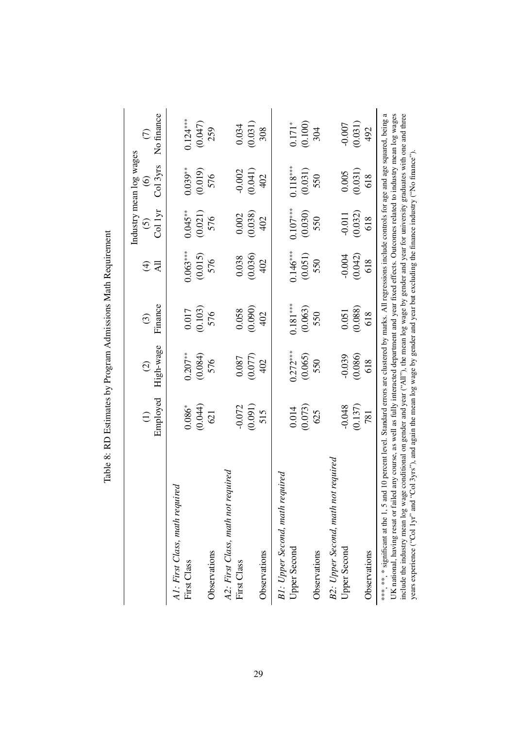Table 8: RD Estimates by Program Admissions Math Requirement

| | (1) | (2) | (3) | (4) | (5) | (6) | (7) |
|---|---|---|---|---|---|---|---|
| | | | | Industry mean log wages | | | |
| | Employed | High-wage | Finance | All | Col 1yr | Col 3yrs | No finance |
| *A1: First Class, math required* | | | | | | | |
| First Class | 0.086* | 0.207** | 0.017 | 0.063*** | 0.045** | 0.039** | 0.124*** |
| | (0.044) | (0.084) | (0.103) | (0.015) | (0.021) | (0.019) | (0.047) |
| Observations | 621 | 576 | 576 | 576 | 576 | 576 | 259 |
| *A2: First Class, math not required* | | | | | | | |
| First Class | -0.072 | 0.087 | 0.058 | 0.038 | 0.002 | -0.002 | 0.034 |
| | (0.091) | (0.077) | (0.090) | (0.036) | (0.038) | (0.041) | (0.031) |
| Observations | 515 | 402 | 402 | 402 | 402 | 402 | 308 |
| *B1: Upper Second, math required* | | | | | | | |
| Upper Second | 0.014 | 0.272*** | 0.181*** | 0.146*** | 0.107*** | 0.118*** | 0.171* |
| | (0.073) | (0.065) | (0.063) | (0.051) | (0.030) | (0.031) | (0.100) |
| Observations | 625 | 550 | 550 | 550 | 550 | 550 | 304 |
| *B2: Upper Second, math not required* | | | | | | | |
| Upper Second | -0.048 | -0.039 | 0.051 | -0.004 | -0.011 | 0.005 | -0.007 |
| | (0.137) | (0.086) | (0.088) | (0.042) | (0.032) | (0.031) | (0.031) |
| Observations | 781 | 618 | 618 | 618 | 618 | 618 | 492 |

***, **, * significant at the 1, 5 and 10 percent level. Standard errors are clustered by marks. All regressions include controls for age and age squared, being a UK national, having resat or failed any course, as well as fully interacted department and year fixed effects. Outcomes related to industry mean log wages include the industry mean log wage conditional on gender and year ("All"), the mean log wage by gender and year for university graduates with one and three years experience ("Col 1yr" and "Col 3yrs"), and again the mean log wage by gender and year but excluding the finance industry ("No finance").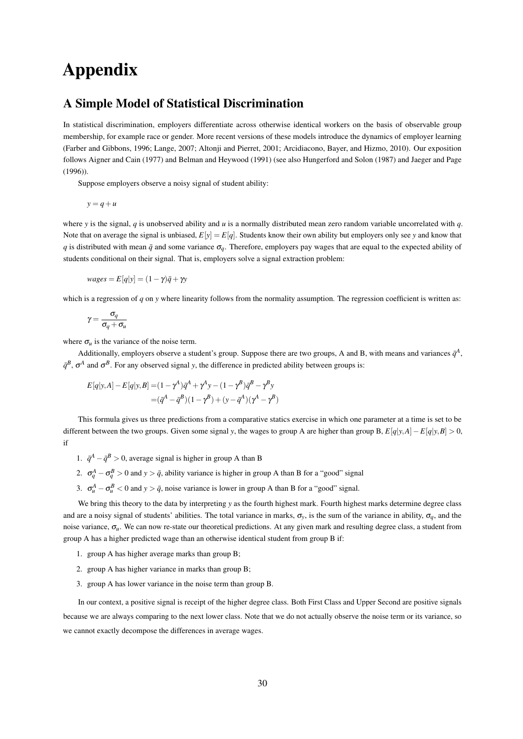# Appendix

## A Simple Model of Statistical Discrimination

In statistical discrimination, employers differentiate across otherwise identical workers on the basis of observable group membership, for example race or gender. More recent versions of these models introduce the dynamics of employer learning (Farber and Gibbons, 1996; Lange, 2007; Altonji and Pierret, 2001; Arcidiacono, Bayer, and Hizmo, 2010). Our exposition follows Aigner and Cain (1977) and Belman and Heywood (1991) (see also Hungerford and Solon (1987) and Jaeger and Page (1996)).

Suppose employers observe a noisy signal of student ability:

$$y = q + u$$

where $y$ is the signal, $q$ is unobserved ability and $u$ is a normally distributed mean zero random variable uncorrelated with $q$. Note that on average the signal is unbiased, $E[y] = E[q]$. Students know their own ability but employers only see $y$ and know that $q$ is distributed with mean $\bar{q}$ and some variance $\sigma_q$. Therefore, employers pay wages that are equal to the expected ability of students conditional on their signal. That is, employers solve a signal extraction problem:

$$wages = E[q|y] = (1-\gamma)\bar{q} + \gamma y$$

which is a regression of $q$ on $y$ where linearity follows from the normality assumption. The regression coefficient is written as:

$$\gamma = \frac{\sigma_q}{\sigma_q + \sigma_u}$$

where $\sigma_u$ is the variance of the noise term.

Additionally, employers observe a student's group. Suppose there are two groups, A and B, with means and variances $\bar{q}^A$, $\bar{q}^B$, $\sigma^A$ and $\sigma^B$. For any observed signal $y$, the difference in predicted ability between groups is:

$$\begin{aligned} E[q|y,A] - E[q|y,B] &= (1-\gamma^A)\bar{q}^A + \gamma^A y - (1-\gamma^B)\bar{q}^B - \gamma^B y \\ &= (\bar{q}^A - \bar{q}^B)(1-\gamma^B) + (y - \bar{q}^A)(\gamma^A - \gamma^B) \end{aligned}$$

This formula gives us three predictions from a comparative statics exercise in which one parameter at a time is set to be different between the two groups. Given some signal $y$, the wages to group A are higher than group B, $E[q|y,A] - E[q|y,B] > 0$, if

1. $\bar{q}^A - \bar{q}^B > 0$, average signal is higher in group A than B
2. $\sigma_q^A - \sigma_q^B > 0$ and $y > \bar{q}$, ability variance is higher in group A than B for a "good" signal
3. $\sigma_u^A - \sigma_u^B < 0$ and $y > \bar{q}$, noise variance is lower in group A than B for a "good" signal.

We bring this theory to the data by interpreting $y$ as the fourth highest mark. Fourth highest marks determine degree class and are a noisy signal of students' abilities. The total variance in marks, $\sigma_y$, is the sum of the variance in ability, $\sigma_q$, and the noise variance, $\sigma_u$. We can now re-state our theoretical predictions. At any given mark and resulting degree class, a student from group A has a higher predicted wage than an otherwise identical student from group B if:

1. group A has higher average marks than group B;
2. group A has higher variance in marks than group B;
3. group A has lower variance in the noise term than group B.

In our context, a positive signal is receipt of the higher degree class. Both First Class and Upper Second are positive signals because we are always comparing to the next lower class. Note that we do not actually observe the noise term or its variance, so we cannot exactly decompose the differences in average wages.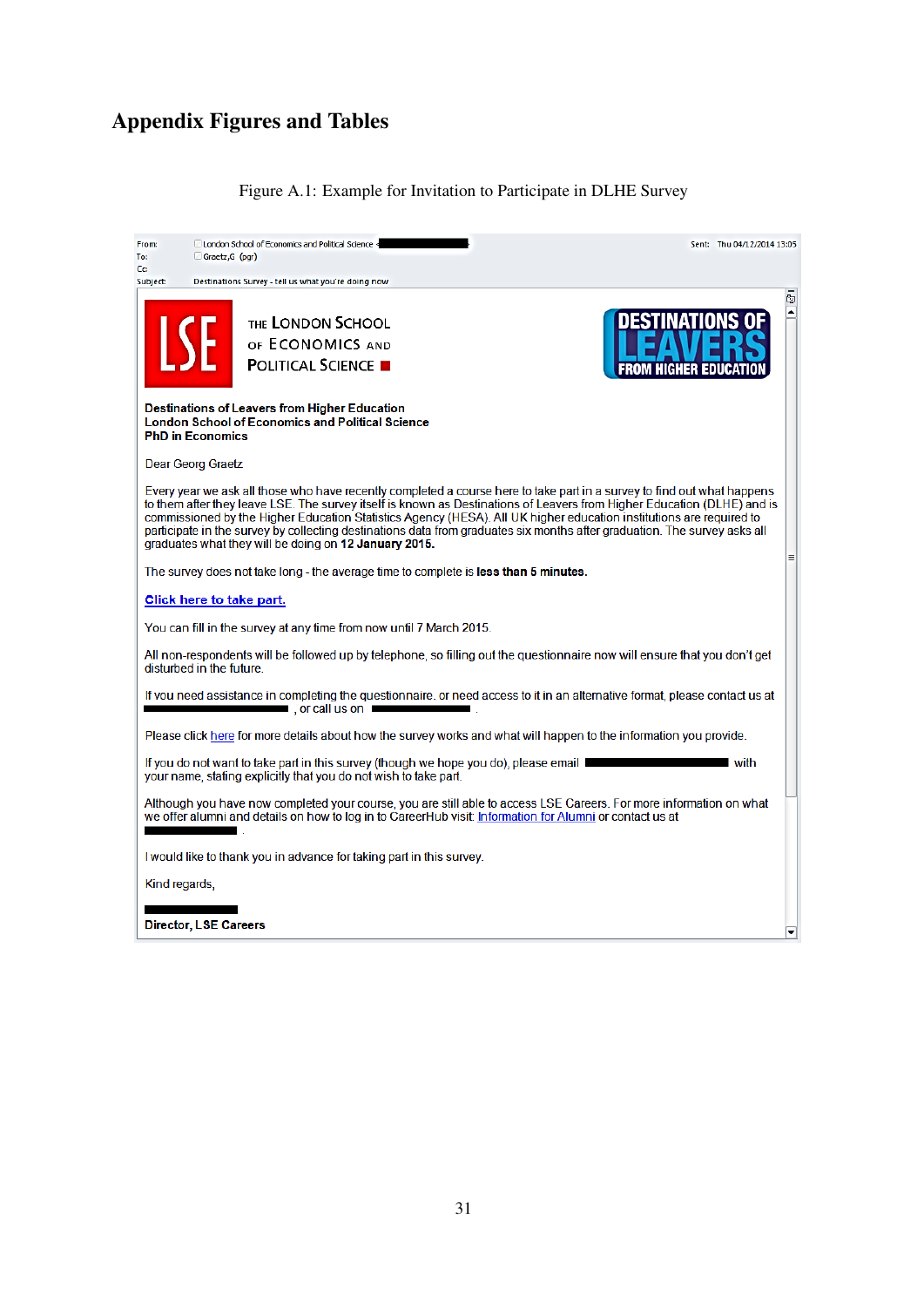# Appendix Figures and Tables

Figure A.1: Example for Invitation to Participate in DLHE Survey

From: London School of Economics and Political Science

To: Graetz,G (pgr)

Cc:

Subject: Destinations Survey - tell us what you're doing now

Sent: Thu 04/12/2014 13:05

LSE

THE LONDON SCHOOL OF ECONOMICS AND POLITICAL SCIENCE

DESTINATIONS OF LEAVERS FROM HIGHER EDUCATION

**Destinations of Leavers from Higher Education**
**London School of Economics and Political Science**
**PhD in Economics**

Dear Georg Graetz

Every year we ask all those who have recently completed a course here to take part in a survey to find out what happens to them after they leave LSE. The survey itself is known as Destinations of Leavers from Higher Education (DLHE) and is commissioned by the Higher Education Statistics Agency (HESA). All UK higher education institutions are required to participate in the survey by collecting destinations data from graduates six months after graduation. The survey asks all graduates what they will be doing on **12 January 2015.**

The survey does not take long - the average time to complete is **less than 5 minutes.**

**Click here to take part.**

You can fill in the survey at any time from now until 7 March 2015.

All non-respondents will be followed up by telephone, so filling out the questionnaire now will ensure that you don't get disturbed in the future.

If you need assistance in completing the questionnaire, or need access to it in an alternative format, please contact us at , or call us on .

Please click here for more details about how the survey works and what will happen to the information you provide.

If you do not want to take part in this survey (though we hope you do), please email with your name, stating explicitly that you do not wish to take part.

Although you have now completed your course, you are still able to access LSE Careers. For more information on what we offer alumni and details on how to log in to CareerHub visit: Information for Alumni or contact us at .

I would like to thank you in advance for taking part in this survey.

Kind regards,

**Director, LSE Careers**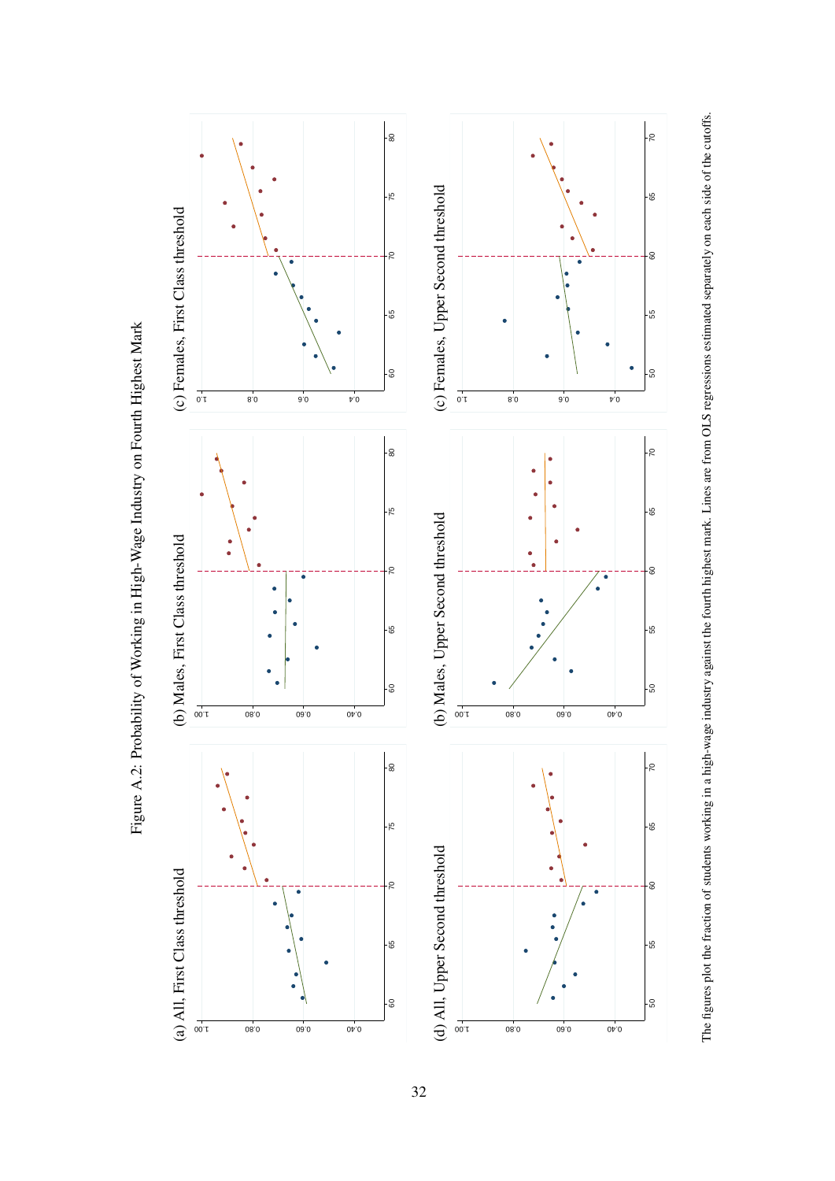Figure A.2: Probability of Working in High-Wage Industry on Fourth Highest Mark

(a) All, First Class threshold

(b) Males, First Class threshold

(c) Females, First Class threshold

(d) All, Upper Second threshold

(b) Males, Upper Second threshold

(c) Females, Upper Second threshold

The figures plot the fraction of students working in a high-wage industry against the fourth highest mark. Lines are from OLS regressions estimated separately on each side of the cutoffs.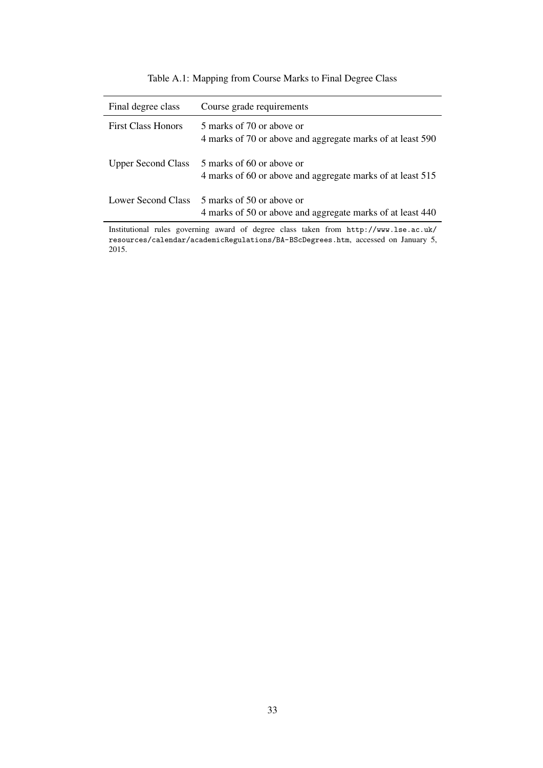Table A.1: Mapping from Course Marks to Final Degree Class

| Final degree class | Course grade requirements |
|---|---|
| First Class Honors | 5 marks of 70 or above or<br>4 marks of 70 or above and aggregate marks of at least 590 |
| Upper Second Class | 5 marks of 60 or above or<br>4 marks of 60 or above and aggregate marks of at least 515 |
| Lower Second Class | 5 marks of 50 or above or<br>4 marks of 50 or above and aggregate marks of at least 440 |

Institutional rules governing award of degree class taken from `http://www.lse.ac.uk/resources/calendar/academicRegulations/BA-BScDegrees.htm`, accessed on January 5, 2015.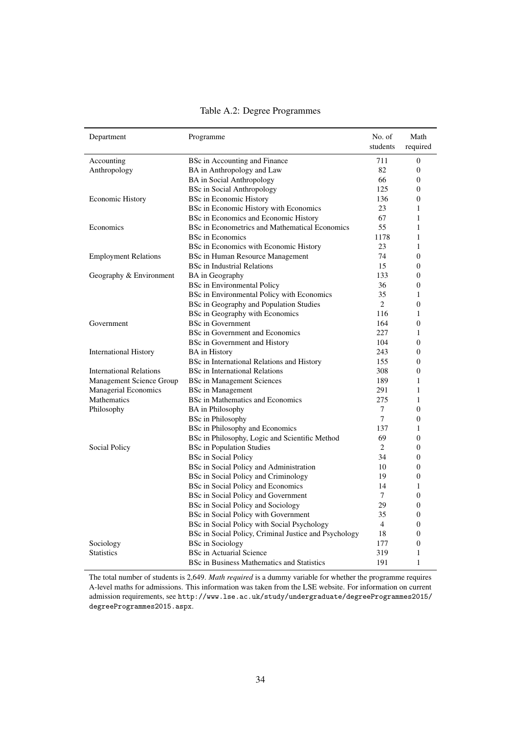Table A.2: Degree Programmes

| Department | Programme | No. of students | Math required |
|---|---|---|---|
| Accounting | BSc in Accounting and Finance | 711 | 0 |
| Anthropology | BA in Anthropology and Law | 82 | 0 |
| | BA in Social Anthropology | 66 | 0 |
| | BSc in Social Anthropology | 125 | 0 |
| Economic History | BSc in Economic History | 136 | 0 |
| | BSc in Economic History with Economics | 23 | 1 |
| | BSc in Economics and Economic History | 67 | 1 |
| Economics | BSc in Econometrics and Mathematical Economics | 55 | 1 |
| | BSc in Economics | 1178 | 1 |
| | BSc in Economics with Economic History | 23 | 1 |
| Employment Relations | BSc in Human Resource Management | 74 | 0 |
| | BSc in Industrial Relations | 15 | 0 |
| Geography & Environment | BA in Geography | 133 | 0 |
| | BSc in Environmental Policy | 36 | 0 |
| | BSc in Environmental Policy with Economics | 35 | 1 |
| | BSc in Geography and Population Studies | 2 | 0 |
| | BSc in Geography with Economics | 116 | 1 |
| Government | BSc in Government | 164 | 0 |
| | BSc in Government and Economics | 227 | 1 |
| | BSc in Government and History | 104 | 0 |
| International History | BA in History | 243 | 0 |
| | BSc in International Relations and History | 155 | 0 |
| International Relations | BSc in International Relations | 308 | 0 |
| Management Science Group | BSc in Management Sciences | 189 | 1 |
| Managerial Economics | BSc in Management | 291 | 1 |
| Mathematics | BSc in Mathematics and Economics | 275 | 1 |
| Philosophy | BA in Philosophy | 7 | 0 |
| | BSc in Philosophy | 7 | 0 |
| | BSc in Philosophy and Economics | 137 | 1 |
| | BSc in Philosophy, Logic and Scientific Method | 69 | 0 |
| Social Policy | BSc in Population Studies | 2 | 0 |
| | BSc in Social Policy | 34 | 0 |
| | BSc in Social Policy and Administration | 10 | 0 |
| | BSc in Social Policy and Criminology | 19 | 0 |
| | BSc in Social Policy and Economics | 14 | 1 |
| | BSc in Social Policy and Government | 7 | 0 |
| | BSc in Social Policy and Sociology | 29 | 0 |
| | BSc in Social Policy with Government | 35 | 0 |
| | BSc in Social Policy with Social Psychology | 4 | 0 |
| | BSc in Social Policy, Criminal Justice and Psychology | 18 | 0 |
| Sociology | BSc in Sociology | 177 | 0 |
| Statistics | BSc in Actuarial Science | 319 | 1 |
| | BSc in Business Mathematics and Statistics | 191 | 1 |

The total number of students is 2,649. *Math required* is a dummy variable for whether the programme requires A-level maths for admissions. This information was taken from the LSE website. For information on current admission requirements, see http://www.lse.ac.uk/study/undergraduate/degreeProgrammes2015/degreeProgrammes2015.aspx.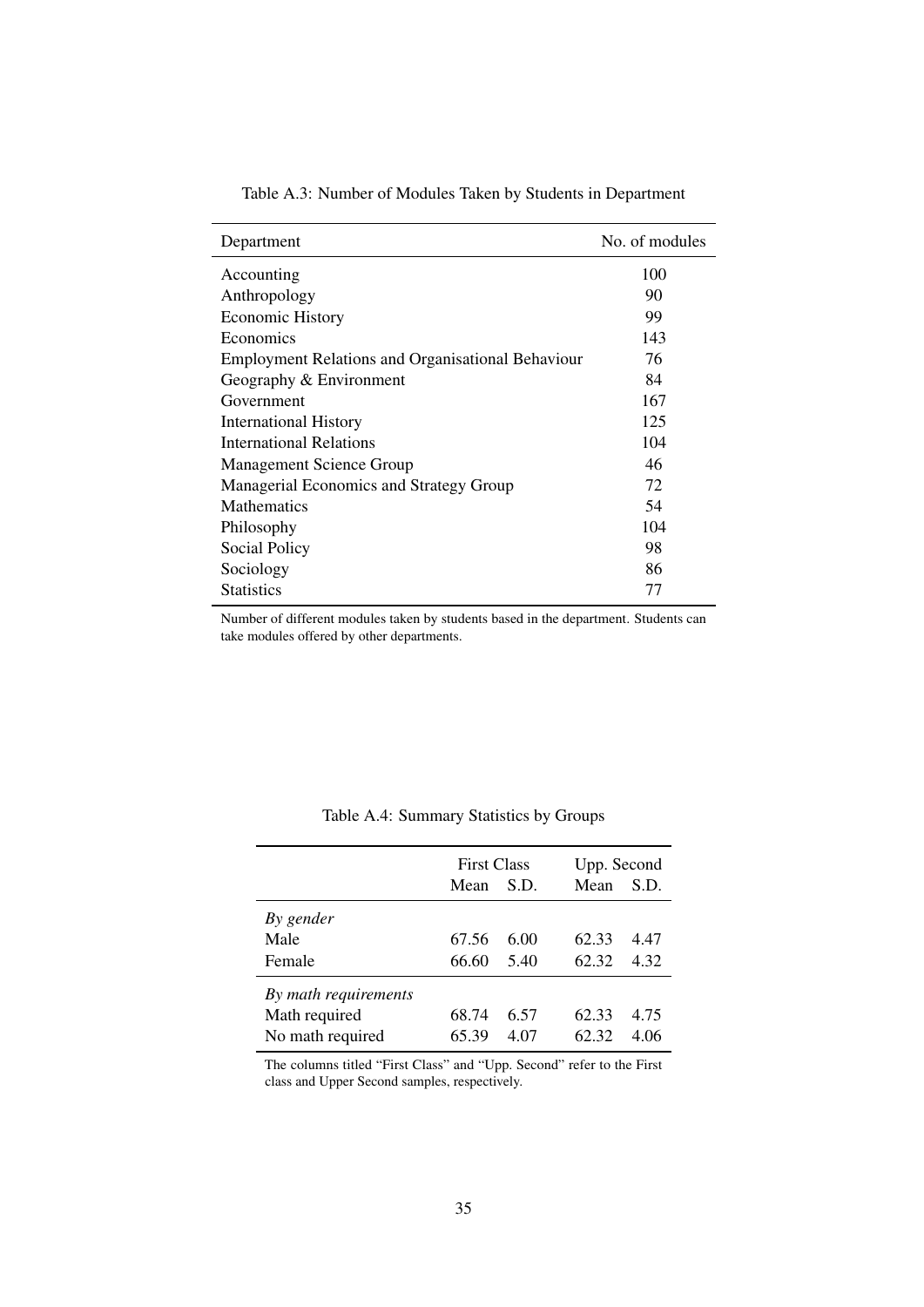Table A.3: Number of Modules Taken by Students in Department

| Department | No. of modules |
|---|---|
| Accounting | 100 |
| Anthropology | 90 |
| Economic History | 99 |
| Economics | 143 |
| Employment Relations and Organisational Behaviour | 76 |
| Geography & Environment | 84 |
| Government | 167 |
| International History | 125 |
| International Relations | 104 |
| Management Science Group | 46 |
| Managerial Economics and Strategy Group | 72 |
| Mathematics | 54 |
| Philosophy | 104 |
| Social Policy | 98 |
| Sociology | 86 |
| Statistics | 77 |

Number of different modules taken by students based in the department. Students can take modules offered by other departments.

Table A.4: Summary Statistics by Groups

| | First Class | | Upp. Second | |
|---|---|---|---|---|
| | Mean | S.D. | Mean | S.D. |
| *By gender* | | | | |
| Male | 67.56 | 6.00 | 62.33 | 4.47 |
| Female | 66.60 | 5.40 | 62.32 | 4.32 |
| *By math requirements* | | | | |
| Math required | 68.74 | 6.57 | 62.33 | 4.75 |
| No math required | 65.39 | 4.07 | 62.32 | 4.06 |

The columns titled "First Class" and "Upp. Second" refer to the First class and Upper Second samples, respectively.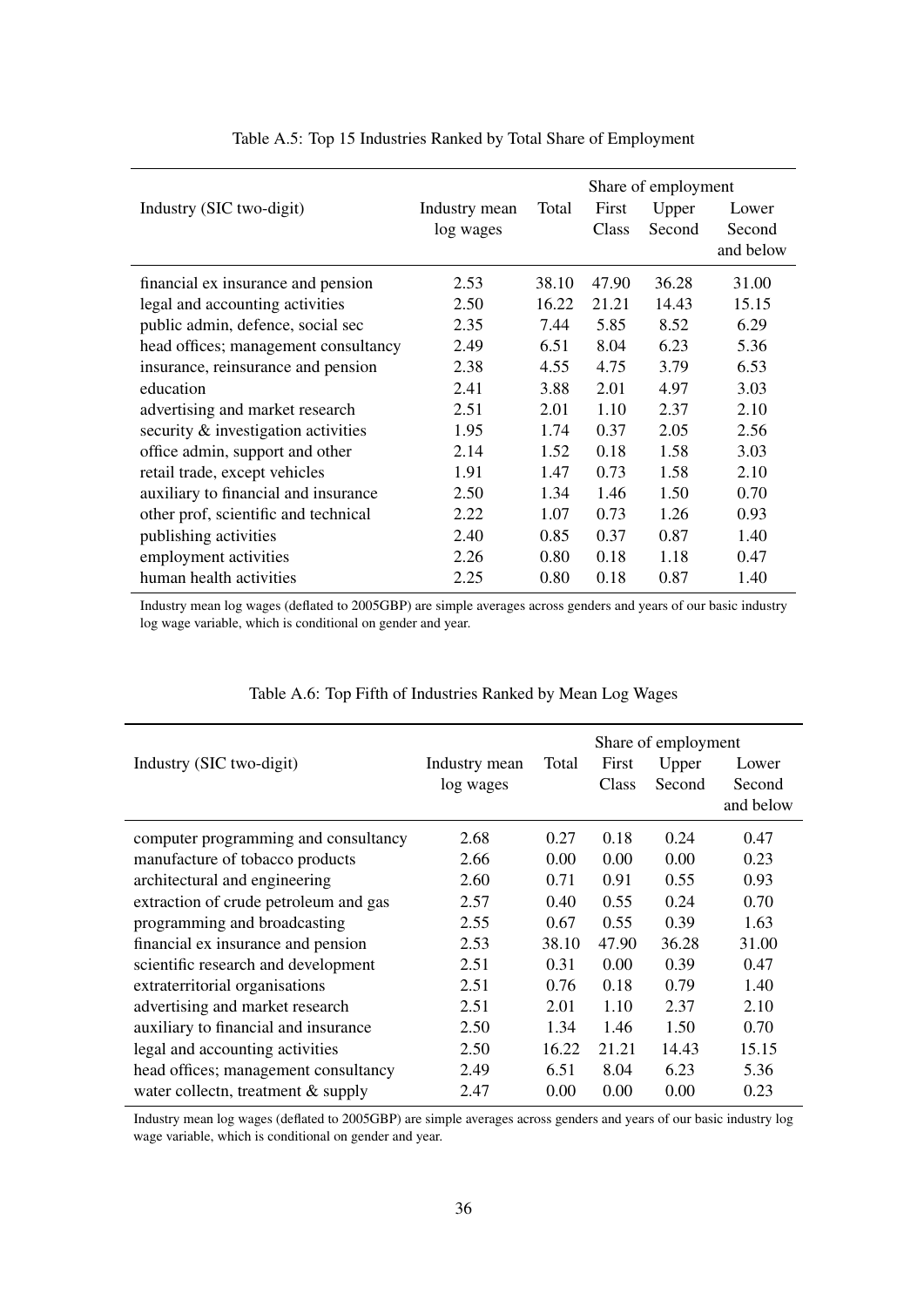Table A.5: Top 15 Industries Ranked by Total Share of Employment

| Industry (SIC two-digit) | Industry mean log wages | Total | Share of employment First Class | Upper Second | Lower Second and below |
|---|---|---|---|---|---|
| financial ex insurance and pension | 2.53 | 38.10 | 47.90 | 36.28 | 31.00 |
| legal and accounting activities | 2.50 | 16.22 | 21.21 | 14.43 | 15.15 |
| public admin, defence, social sec | 2.35 | 7.44 | 5.85 | 8.52 | 6.29 |
| head offices; management consultancy | 2.49 | 6.51 | 8.04 | 6.23 | 5.36 |
| insurance, reinsurance and pension | 2.38 | 4.55 | 4.75 | 3.79 | 6.53 |
| education | 2.41 | 3.88 | 2.01 | 4.97 | 3.03 |
| advertising and market research | 2.51 | 2.01 | 1.10 | 2.37 | 2.10 |
| security & investigation activities | 1.95 | 1.74 | 0.37 | 2.05 | 2.56 |
| office admin, support and other | 2.14 | 1.52 | 0.18 | 1.58 | 3.03 |
| retail trade, except vehicles | 1.91 | 1.47 | 0.73 | 1.58 | 2.10 |
| auxiliary to financial and insurance | 2.50 | 1.34 | 1.46 | 1.50 | 0.70 |
| other prof, scientific and technical | 2.22 | 1.07 | 0.73 | 1.26 | 0.93 |
| publishing activities | 2.40 | 0.85 | 0.37 | 0.87 | 1.40 |
| employment activities | 2.26 | 0.80 | 0.18 | 1.18 | 0.47 |
| human health activities | 2.25 | 0.80 | 0.18 | 0.87 | 1.40 |

Industry mean log wages (deflated to 2005GBP) are simple averages across genders and years of our basic industry log wage variable, which is conditional on gender and year.

Table A.6: Top Fifth of Industries Ranked by Mean Log Wages

| Industry (SIC two-digit) | Industry mean log wages | Total | Share of employment First Class | Upper Second | Lower Second and below |
|---|---|---|---|---|---|
| computer programming and consultancy | 2.68 | 0.27 | 0.18 | 0.24 | 0.47 |
| manufacture of tobacco products | 2.66 | 0.00 | 0.00 | 0.00 | 0.23 |
| architectural and engineering | 2.60 | 0.71 | 0.91 | 0.55 | 0.93 |
| extraction of crude petroleum and gas | 2.57 | 0.40 | 0.55 | 0.24 | 0.70 |
| programming and broadcasting | 2.55 | 0.67 | 0.55 | 0.39 | 1.63 |
| financial ex insurance and pension | 2.53 | 38.10 | 47.90 | 36.28 | 31.00 |
| scientific research and development | 2.51 | 0.31 | 0.00 | 0.39 | 0.47 |
| extraterritorial organisations | 2.51 | 0.76 | 0.18 | 0.79 | 1.40 |
| advertising and market research | 2.51 | 2.01 | 1.10 | 2.37 | 2.10 |
| auxiliary to financial and insurance | 2.50 | 1.34 | 1.46 | 1.50 | 0.70 |
| legal and accounting activities | 2.50 | 16.22 | 21.21 | 14.43 | 15.15 |
| head offices; management consultancy | 2.49 | 6.51 | 8.04 | 6.23 | 5.36 |
| water collectn, treatment & supply | 2.47 | 0.00 | 0.00 | 0.00 | 0.23 |

Industry mean log wages (deflated to 2005GBP) are simple averages across genders and years of our basic industry log wage variable, which is conditional on gender and year.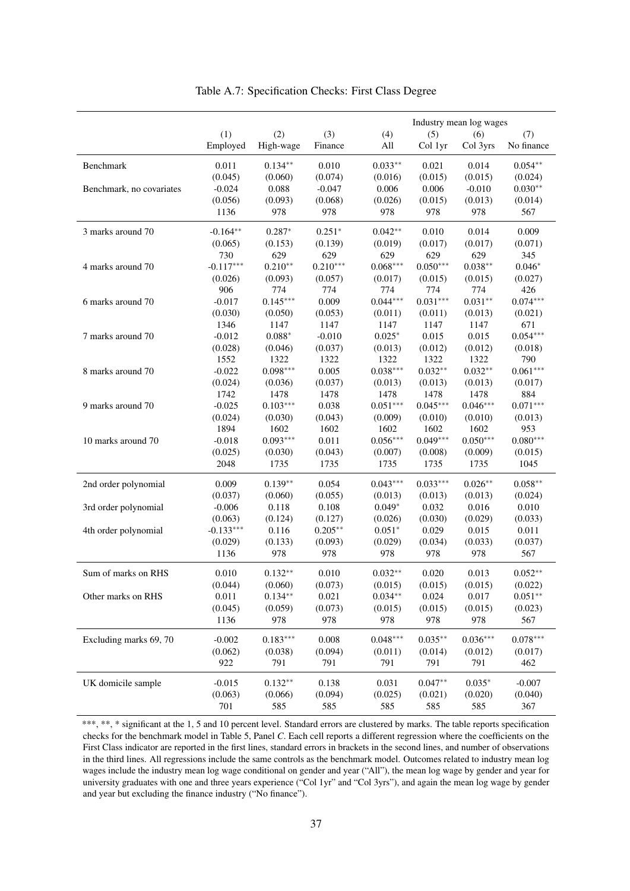Table A.7: Specification Checks: First Class Degree

| | (1) | (2) | (3) | Industry mean log wages (4) | (5) | (6) | (7) |
|---|---|---|---|---|---|---|---|
| | Employed | High-wage | Finance | All | Col 1yr | Col 3yrs | No finance |
| Benchmark | 0.011 | 0.134** | 0.010 | 0.033** | 0.021 | 0.014 | 0.054** |
| | (0.045) | (0.060) | (0.074) | (0.016) | (0.015) | (0.015) | (0.024) |
| Benchmark, no covariates | -0.024 | 0.088 | -0.047 | 0.006 | 0.006 | -0.010 | 0.030** |
| | (0.056) | (0.093) | (0.068) | (0.026) | (0.015) | (0.013) | (0.014) |
| | 1136 | 978 | 978 | 978 | 978 | 978 | 567 |
| 3 marks around 70 | -0.164** | 0.287* | 0.251* | 0.042** | 0.010 | 0.014 | 0.009 |
| | (0.065) | (0.153) | (0.139) | (0.019) | (0.017) | (0.017) | (0.071) |
| | 730 | 629 | 629 | 629 | 629 | 629 | 345 |
| 4 marks around 70 | -0.117*** | 0.210** | 0.210*** | 0.068*** | 0.050*** | 0.038** | 0.046* |
| | (0.026) | (0.093) | (0.057) | (0.017) | (0.015) | (0.015) | (0.027) |
| | 906 | 774 | 774 | 774 | 774 | 774 | 426 |
| 6 marks around 70 | -0.017 | 0.145*** | 0.009 | 0.044*** | 0.031*** | 0.031** | 0.074*** |
| | (0.030) | (0.050) | (0.053) | (0.011) | (0.011) | (0.013) | (0.021) |
| | 1346 | 1147 | 1147 | 1147 | 1147 | 1147 | 671 |
| 7 marks around 70 | -0.012 | 0.088* | -0.010 | 0.025* | 0.015 | 0.015 | 0.054*** |
| | (0.028) | (0.046) | (0.037) | (0.013) | (0.012) | (0.012) | (0.018) |
| | 1552 | 1322 | 1322 | 1322 | 1322 | 1322 | 790 |
| 8 marks around 70 | -0.022 | 0.098*** | 0.005 | 0.038*** | 0.032** | 0.032** | 0.061*** |
| | (0.024) | (0.036) | (0.037) | (0.013) | (0.013) | (0.013) | (0.017) |
| | 1742 | 1478 | 1478 | 1478 | 1478 | 1478 | 884 |
| 9 marks around 70 | -0.025 | 0.103*** | 0.038 | 0.051*** | 0.045*** | 0.046*** | 0.071*** |
| | (0.024) | (0.030) | (0.043) | (0.009) | (0.010) | (0.010) | (0.013) |
| | 1894 | 1602 | 1602 | 1602 | 1602 | 1602 | 953 |
| 10 marks around 70 | -0.018 | 0.093*** | 0.011 | 0.056*** | 0.049*** | 0.050*** | 0.080*** |
| | (0.025) | (0.030) | (0.043) | (0.007) | (0.008) | (0.009) | (0.015) |
| | 2048 | 1735 | 1735 | 1735 | 1735 | 1735 | 1045 |
| 2nd order polynomial | 0.009 | 0.139** | 0.054 | 0.043*** | 0.033*** | 0.026** | 0.058** |
| | (0.037) | (0.060) | (0.055) | (0.013) | (0.013) | (0.013) | (0.024) |
| 3rd order polynomial | -0.006 | 0.118 | 0.108 | 0.049* | 0.032 | 0.016 | 0.010 |
| | (0.063) | (0.124) | (0.127) | (0.026) | (0.030) | (0.029) | (0.033) |
| 4th order polynomial | -0.133*** | 0.116 | 0.205** | 0.051* | 0.029 | 0.015 | 0.011 |
| | (0.029) | (0.133) | (0.093) | (0.029) | (0.034) | (0.033) | (0.037) |
| | 1136 | 978 | 978 | 978 | 978 | 978 | 567 |
| Sum of marks on RHS | 0.010 | 0.132** | 0.010 | 0.032** | 0.020 | 0.013 | 0.052** |
| | (0.044) | (0.060) | (0.073) | (0.015) | (0.015) | (0.015) | (0.022) |
| Other marks on RHS | 0.011 | 0.134** | 0.021 | 0.034** | 0.024 | 0.017 | 0.051** |
| | (0.045) | (0.059) | (0.073) | (0.015) | (0.015) | (0.015) | (0.023) |
| | 1136 | 978 | 978 | 978 | 978 | 978 | 567 |
| Excluding marks 69, 70 | -0.002 | 0.183*** | 0.008 | 0.048*** | 0.035** | 0.036*** | 0.078*** |
| | (0.062) | (0.038) | (0.094) | (0.011) | (0.014) | (0.012) | (0.017) |
| | 922 | 791 | 791 | 791 | 791 | 791 | 462 |
| UK domicile sample | -0.015 | 0.132** | 0.138 | 0.031 | 0.047** | 0.035* | -0.007 |
| | (0.063) | (0.066) | (0.094) | (0.025) | (0.021) | (0.020) | (0.040) |
| | 701 | 585 | 585 | 585 | 585 | 585 | 367 |

***, **, * significant at the 1, 5 and 10 percent level. Standard errors are clustered by marks. The table reports specification checks for the benchmark model in Table 5, Panel *C*. Each cell reports a different regression where the coefficients on the First Class indicator are reported in the first lines, standard errors in brackets in the second lines, and number of observations in the third lines. All regressions include the same controls as the benchmark model. Outcomes related to industry mean log wages include the industry mean log wage conditional on gender and year ("All"), the mean log wage by gender and year for university graduates with one and three years experience ("Col 1yr" and "Col 3yrs"), and again the mean log wage by gender and year but excluding the finance industry ("No finance").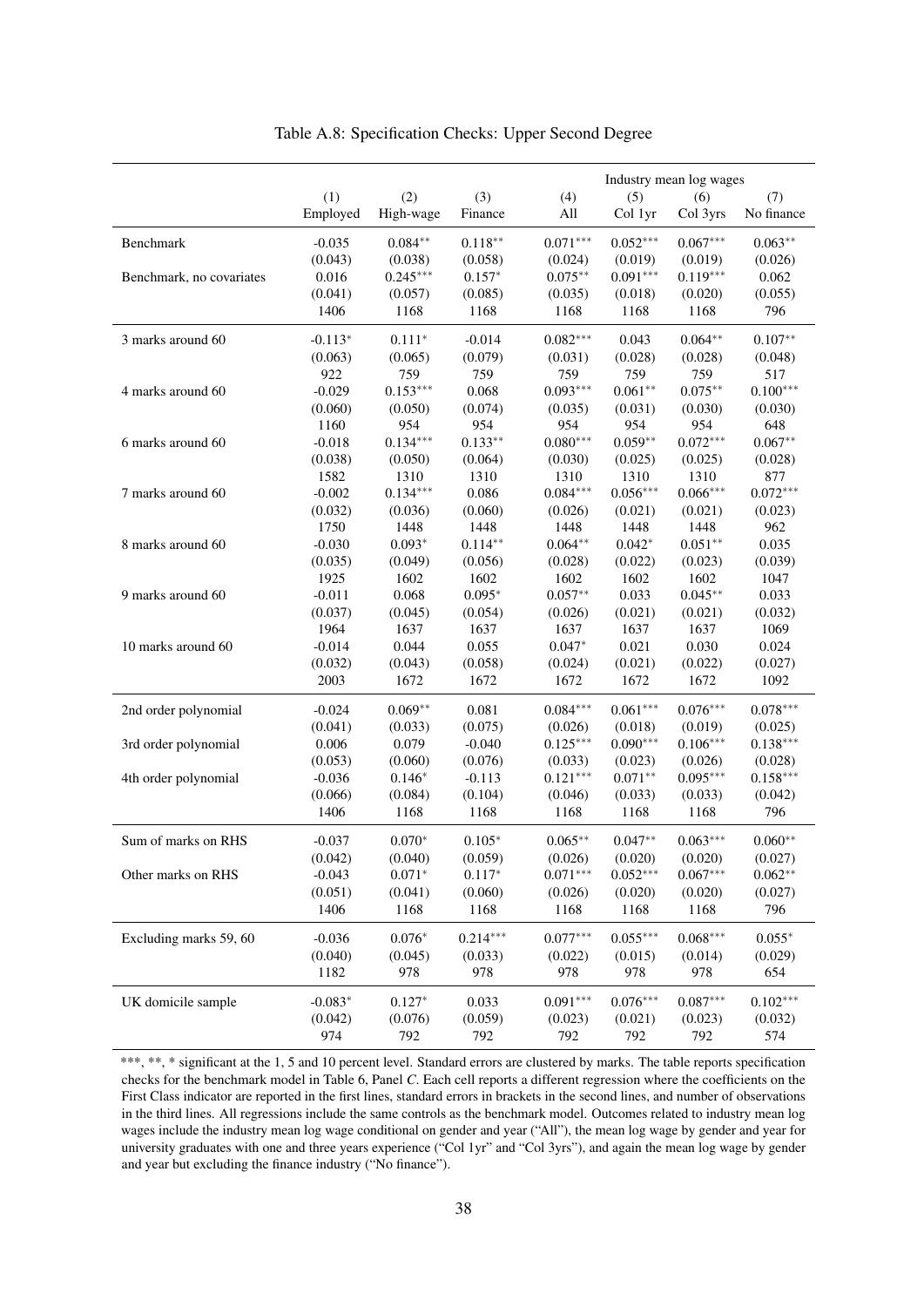Table A.8: Specification Checks: Upper Second Degree

| | (1) | (2) | (3) | Industry mean log wages (4) | (5) | (6) | (7) |
|---|---|---|---|---|---|---|---|
| | Employed | High-wage | Finance | All | Col 1yr | Col 3yrs | No finance |
| Benchmark | -0.035 | 0.084** | 0.118** | 0.071*** | 0.052*** | 0.067*** | 0.063** |
| | (0.043) | (0.038) | (0.058) | (0.024) | (0.019) | (0.019) | (0.026) |
| Benchmark, no covariates | 0.016 | 0.245*** | 0.157* | 0.075** | 0.091*** | 0.119*** | 0.062 |
| | (0.041) | (0.057) | (0.085) | (0.035) | (0.018) | (0.020) | (0.055) |
| | 1406 | 1168 | 1168 | 1168 | 1168 | 1168 | 796 |
| 3 marks around 60 | -0.113* | 0.111* | -0.014 | 0.082*** | 0.043 | 0.064** | 0.107** |
| | (0.063) | (0.065) | (0.079) | (0.031) | (0.028) | (0.028) | (0.048) |
| | 922 | 759 | 759 | 759 | 759 | 759 | 517 |
| 4 marks around 60 | -0.029 | 0.153*** | 0.068 | 0.093*** | 0.061** | 0.075** | 0.100*** |
| | (0.060) | (0.050) | (0.074) | (0.035) | (0.031) | (0.030) | (0.030) |
| | 1160 | 954 | 954 | 954 | 954 | 954 | 648 |
| 6 marks around 60 | -0.018 | 0.134*** | 0.133** | 0.080*** | 0.059** | 0.072*** | 0.067** |
| | (0.038) | (0.050) | (0.064) | (0.030) | (0.025) | (0.025) | (0.028) |
| | 1582 | 1310 | 1310 | 1310 | 1310 | 1310 | 877 |
| 7 marks around 60 | -0.002 | 0.134*** | 0.086 | 0.084*** | 0.056*** | 0.066*** | 0.072*** |
| | (0.032) | (0.036) | (0.060) | (0.026) | (0.021) | (0.021) | (0.023) |
| | 1750 | 1448 | 1448 | 1448 | 1448 | 1448 | 962 |
| 8 marks around 60 | -0.030 | 0.093* | 0.114** | 0.064** | 0.042* | 0.051** | 0.035 |
| | (0.035) | (0.049) | (0.056) | (0.028) | (0.022) | (0.023) | (0.039) |
| | 1925 | 1602 | 1602 | 1602 | 1602 | 1602 | 1047 |
| 9 marks around 60 | -0.011 | 0.068 | 0.095* | 0.057** | 0.033 | 0.045** | 0.033 |
| | (0.037) | (0.045) | (0.054) | (0.026) | (0.021) | (0.021) | (0.032) |
| | 1964 | 1637 | 1637 | 1637 | 1637 | 1637 | 1069 |
| 10 marks around 60 | -0.014 | 0.044 | 0.055 | 0.047* | 0.021 | 0.030 | 0.024 |
| | (0.032) | (0.043) | (0.058) | (0.024) | (0.021) | (0.022) | (0.027) |
| | 2003 | 1672 | 1672 | 1672 | 1672 | 1672 | 1092 |
| 2nd order polynomial | -0.024 | 0.069** | 0.081 | 0.084*** | 0.061*** | 0.076*** | 0.078*** |
| | (0.041) | (0.033) | (0.075) | (0.026) | (0.018) | (0.019) | (0.025) |
| 3rd order polynomial | 0.006 | 0.079 | -0.040 | 0.125*** | 0.090*** | 0.106*** | 0.138*** |
| | (0.053) | (0.060) | (0.076) | (0.033) | (0.023) | (0.026) | (0.028) |
| 4th order polynomial | -0.036 | 0.146* | -0.113 | 0.121*** | 0.071** | 0.095*** | 0.158*** |
| | (0.066) | (0.084) | (0.104) | (0.046) | (0.033) | (0.033) | (0.042) |
| | 1406 | 1168 | 1168 | 1168 | 1168 | 1168 | 796 |
| Sum of marks on RHS | -0.037 | 0.070* | 0.105* | 0.065** | 0.047** | 0.063*** | 0.060** |
| | (0.042) | (0.040) | (0.059) | (0.026) | (0.020) | (0.020) | (0.027) |
| Other marks on RHS | -0.043 | 0.071* | 0.117* | 0.071*** | 0.052*** | 0.067*** | 0.062** |
| | (0.051) | (0.041) | (0.060) | (0.026) | (0.020) | (0.020) | (0.027) |
| | 1406 | 1168 | 1168 | 1168 | 1168 | 1168 | 796 |
| Excluding marks 59, 60 | -0.036 | 0.076* | 0.214*** | 0.077*** | 0.055*** | 0.068*** | 0.055* |
| | (0.040) | (0.045) | (0.033) | (0.022) | (0.015) | (0.014) | (0.029) |
| | 1182 | 978 | 978 | 978 | 978 | 978 | 654 |
| UK domicile sample | -0.083* | 0.127* | 0.033 | 0.091*** | 0.076*** | 0.087*** | 0.102*** |
| | (0.042) | (0.076) | (0.059) | (0.023) | (0.021) | (0.023) | (0.032) |
| | 974 | 792 | 792 | 792 | 792 | 792 | 574 |

***, **, * significant at the 1, 5 and 10 percent level. Standard errors are clustered by marks. The table reports specification checks for the benchmark model in Table 6, Panel *C*. Each cell reports a different regression where the coefficients on the First Class indicator are reported in the first lines, standard errors in brackets in the second lines, and number of observations in the third lines. All regressions include the same controls as the benchmark model. Outcomes related to industry mean log wages include the industry mean log wage conditional on gender and year ("All"), the mean log wage by gender and year for university graduates with one and three years experience ("Col 1yr" and "Col 3yrs"), and again the mean log wage by gender and year but excluding the finance industry ("No finance").